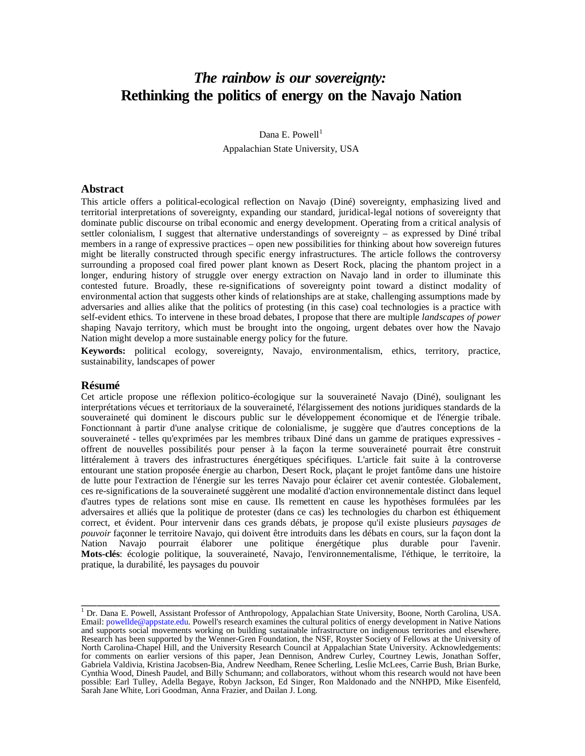# *The rainbow is our sovereignty:* Rethinking the politics of energy on the Navajo Nation

Dana E. Powell[1]

Appalachian State University, USA

## Abstract

This article offers a political-ecological reflection on Navajo (Diné) sovereignty, emphasizing lived and territorial interpretations of sovereignty, expanding our standard, juridical-legal notions of sovereignty that dominate public discourse on tribal economic and energy development. Operating from a critical analysis of settler colonialism, I suggest that alternative understandings of sovereignty – as expressed by Diné tribal members in a range of expressive practices – open new possibilities for thinking about how sovereign futures might be literally constructed through specific energy infrastructures. The article follows the controversy surrounding a proposed coal fired power plant known as Desert Rock, placing the phantom project in a longer, enduring history of struggle over energy extraction on Navajo land in order to illuminate this contested future. Broadly, these re-significations of sovereignty point toward a distinct modality of environmental action that suggests other kinds of relationships are at stake, challenging assumptions made by adversaries and allies alike that the politics of protesting (in this case) coal technologies is a practice with self-evident ethics. To intervene in these broad debates, I propose that there are multiple *landscapes of power* shaping Navajo territory, which must be brought into the ongoing, urgent debates over how the Navajo Nation might develop a more sustainable energy policy for the future.

**Keywords:** political ecology, sovereignty, Navajo, environmentalism, ethics, territory, practice, sustainability, landscapes of power

## Résumé

Cet article propose une réflexion politico-écologique sur la souveraineté Navajo (Diné), soulignant les interprétations vécues et territoriaux de la souveraineté, l'élargissement des notions juridiques standards de la souveraineté qui dominent le discours public sur le développement économique et de l'énergie tribale. Fonctionnant à partir d'une analyse critique de colonialisme, je suggère que d'autres conceptions de la souveraineté - telles qu'exprimées par les membres tribaux Diné dans un gamme de pratiques expressives - offrent de nouvelles possibilités pour penser à la façon la terme souveraineté pourrait être construit littéralement à travers des infrastructures énergétiques spécifiques. L'article fait suite à la controverse entourant une station proposée énergie au charbon, Desert Rock, plaçant le projet fantôme dans une histoire de lutte pour l'extraction de l'énergie sur les terres Navajo pour éclairer cet avenir contestée. Globalement, ces re-significations de la souveraineté suggèrent une modalité d'action environnementale distinct dans lequel d'autres types de relations sont mise en cause. Ils remettent en cause les hypothèses formulées par les adversaires et alliés que la politique de protester (dans ce cas) les technologies du charbon est éthiquement correct, et évident. Pour intervenir dans ces grands débats, je propose qu'il existe plusieurs *paysages de pouvoir* façonner le territoire Navajo, qui doivent être introduits dans les débats en cours, sur la façon dont la Nation Navajo pourrait élaborer une politique énergétique plus durable pour l'avenir.

**Mots-clés**: écologie politique, la souveraineté, Navajo, l'environnementalisme, l'éthique, le territoire, la pratique, la durabilité, les paysages du pouvoir

---

[1] Dr. Dana E. Powell, Assistant Professor of Anthropology, Appalachian State University, Boone, North Carolina, USA. Email: powellde@appstate.edu. Powell's research examines the cultural politics of energy development in Native Nations and supports social movements working on building sustainable infrastructure on indigenous territories and elsewhere. Research has been supported by the Wenner-Gren Foundation, the NSF, Royster Society of Fellows at the University of North Carolina-Chapel Hill, and the University Research Council at Appalachian State University. Acknowledgements: for comments on earlier versions of this paper, Jean Dennison, Andrew Curley, Courtney Lewis, Jonathan Soffer, Gabriela Valdivia, Kristina Jacobsen-Bia, Andrew Needham, Renee Scherling, Leslie McLees, Carrie Bush, Brian Burke, Cynthia Wood, Dinesh Paudel, and Billy Schumann; and collaborators, without whom this research would not have been possible: Earl Tulley, Adella Begaye, Robyn Jackson, Ed Singer, Ron Maldonado and the NNHPD, Mike Eisenfeld, Sarah Jane White, Lori Goodman, Anna Frazier, and Dailan J. Long.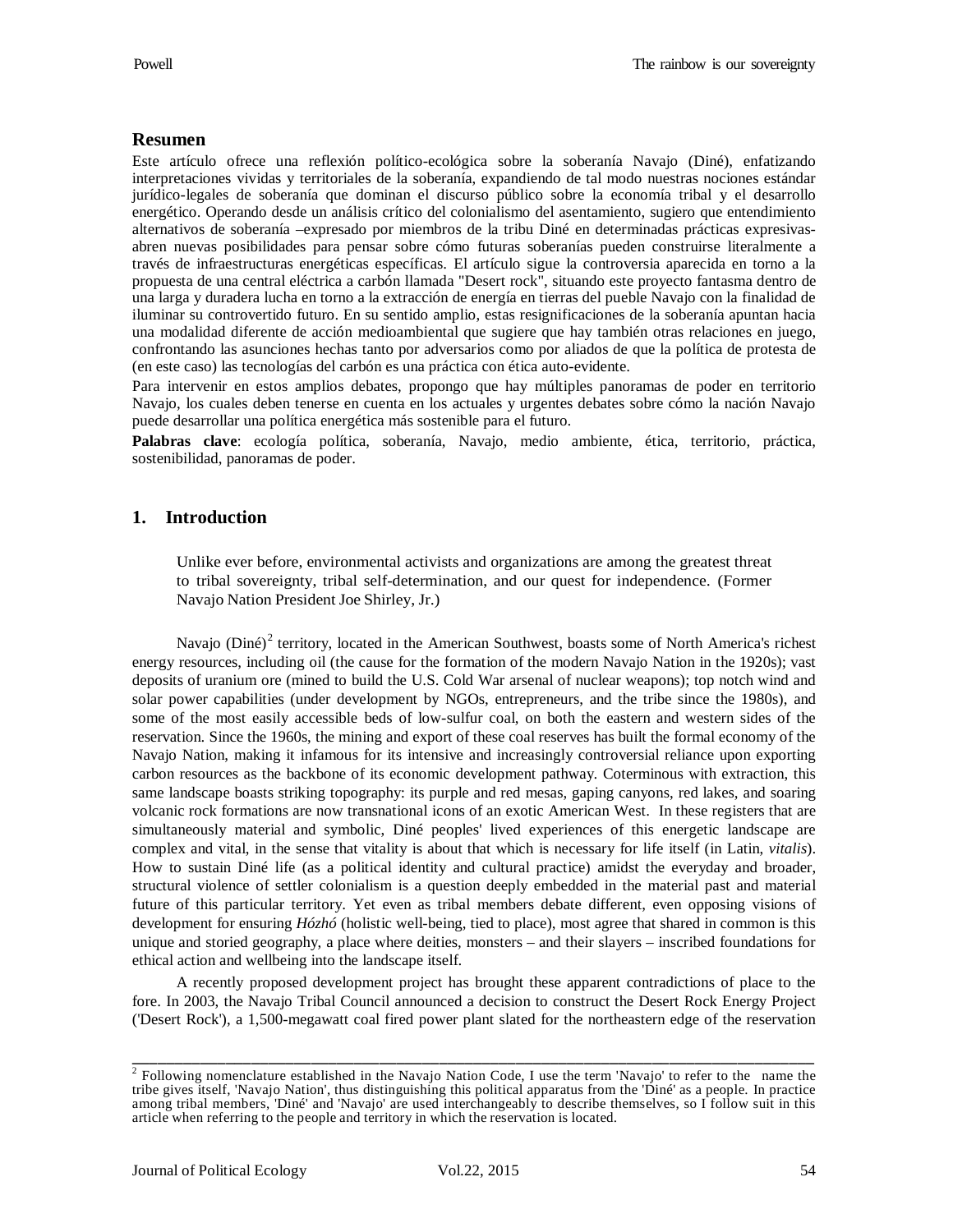## Resumen

Este artículo ofrece una reflexión político-ecológica sobre la soberanía Navajo (Diné), enfatizando interpretaciones vividas y territoriales de la soberanía, expandiendo de tal modo nuestras nociones estándar jurídico-legales de soberanía que dominan el discurso público sobre la economía tribal y el desarrollo energético. Operando desde un análisis crítico del colonialismo del asentamiento, sugiero que entendimiento alternativos de soberanía –expresado por miembros de la tribu Diné en determinadas prácticas expresivas- abren nuevas posibilidades para pensar sobre cómo futuras soberanías pueden construirse literalmente a través de infraestructuras energéticas específicas. El artículo sigue la controversia aparecida en torno a la propuesta de una central eléctrica a carbón llamada "Desert rock", situando este proyecto fantasma dentro de una larga y duradera lucha en torno a la extracción de energía en tierras del pueble Navajo con la finalidad de iluminar su controvertido futuro. En su sentido amplio, estas resignificaciones de la soberanía apuntan hacia una modalidad diferente de acción medioambiental que sugiere que hay también otras relaciones en juego, confrontando las asunciones hechas tanto por adversarios como por aliados de que la política de protesta de (en este caso) las tecnologías del carbón es una práctica con ética auto-evidente.

Para intervenir en estos amplios debates, propongo que hay múltiples panoramas de poder en territorio Navajo, los cuales deben tenerse en cuenta en los actuales y urgentes debates sobre cómo la nación Navajo puede desarrollar una política energética más sostenible para el futuro.

**Palabras clave**: ecología política, soberanía, Navajo, medio ambiente, ética, territorio, práctica, sostenibilidad, panoramas de poder.

## 1. Introduction

> Unlike ever before, environmental activists and organizations are among the greatest threat to tribal sovereignty, tribal self-determination, and our quest for independence. (Former Navajo Nation President Joe Shirley, Jr.)

Navajo (Diné)[2] territory, located in the American Southwest, boasts some of North America's richest energy resources, including oil (the cause for the formation of the modern Navajo Nation in the 1920s); vast deposits of uranium ore (mined to build the U.S. Cold War arsenal of nuclear weapons); top notch wind and solar power capabilities (under development by NGOs, entrepreneurs, and the tribe since the 1980s), and some of the most easily accessible beds of low-sulfur coal, on both the eastern and western sides of the reservation. Since the 1960s, the mining and export of these coal reserves has built the formal economy of the Navajo Nation, making it infamous for its intensive and increasingly controversial reliance upon exporting carbon resources as the backbone of its economic development pathway. Coterminous with extraction, this same landscape boasts striking topography: its purple and red mesas, gaping canyons, red lakes, and soaring volcanic rock formations are now transnational icons of an exotic American West. In these registers that are simultaneously material and symbolic, Diné peoples' lived experiences of this energetic landscape are complex and vital, in the sense that vitality is about that which is necessary for life itself (in Latin, *vitalis*). How to sustain Diné life (as a political identity and cultural practice) amidst the everyday and broader, structural violence of settler colonialism is a question deeply embedded in the material past and material future of this particular territory. Yet even as tribal members debate different, even opposing visions of development for ensuring *Hózhó* (holistic well-being, tied to place), most agree that shared in common is this unique and storied geography, a place where deities, monsters – and their slayers – inscribed foundations for ethical action and wellbeing into the landscape itself.

A recently proposed development project has brought these apparent contradictions of place to the fore. In 2003, the Navajo Tribal Council announced a decision to construct the Desert Rock Energy Project ('Desert Rock'), a 1,500-megawatt coal fired power plant slated for the northeastern edge of the reservation

[2] Following nomenclature established in the Navajo Nation Code, I use the term 'Navajo' to refer to the name the tribe gives itself, 'Navajo Nation', thus distinguishing this political apparatus from the 'Diné' as a people. In practice among tribal members, 'Diné' and 'Navajo' are used interchangeably to describe themselves, so I follow suit in this article when referring to the people and territory in which the reservation is located.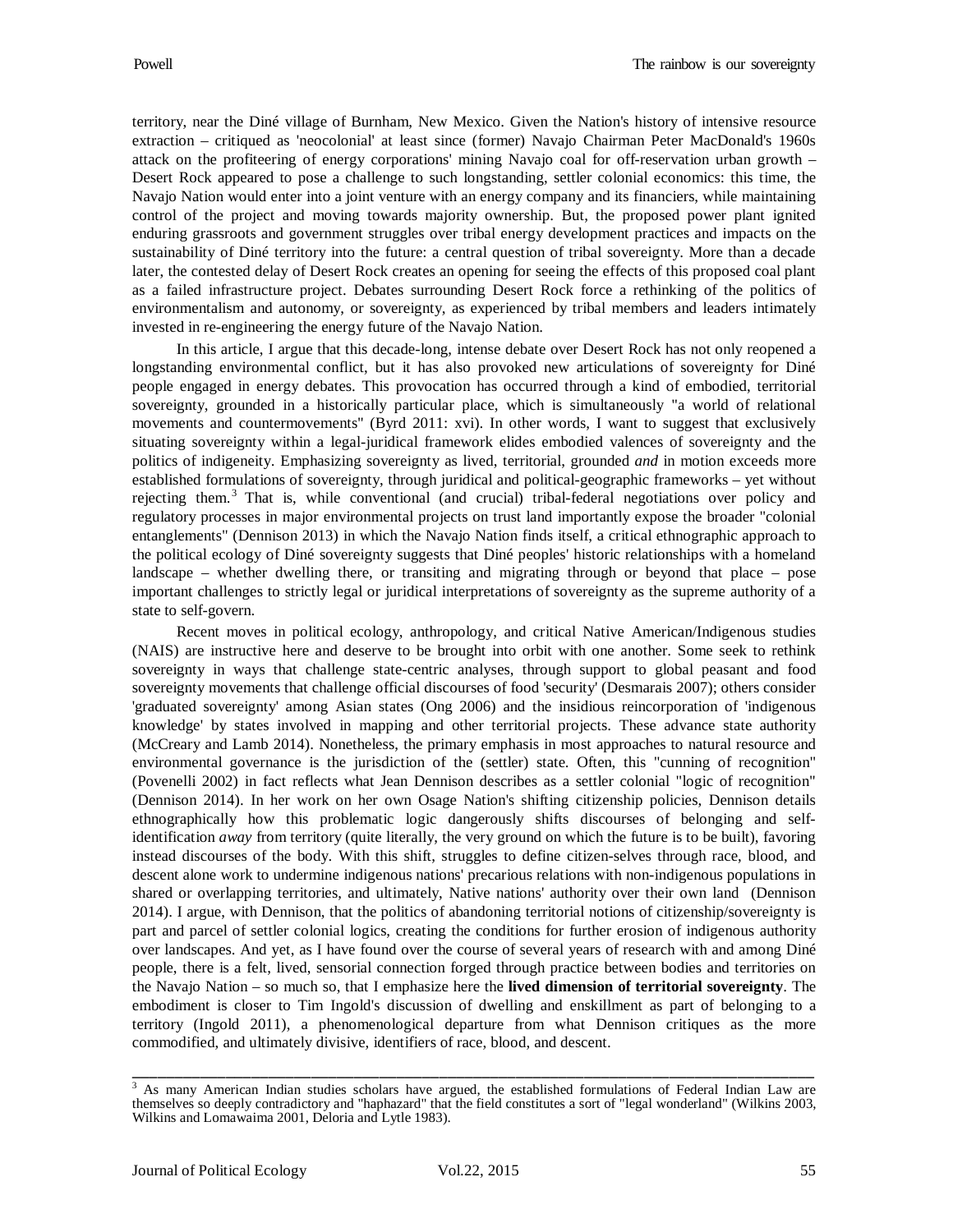territory, near the Diné village of Burnham, New Mexico. Given the Nation's history of intensive resource extraction – critiqued as 'neocolonial' at least since (former) Navajo Chairman Peter MacDonald's 1960s attack on the profiteering of energy corporations' mining Navajo coal for off-reservation urban growth – Desert Rock appeared to pose a challenge to such longstanding, settler colonial economics: this time, the Navajo Nation would enter into a joint venture with an energy company and its financiers, while maintaining control of the project and moving towards majority ownership. But, the proposed power plant ignited enduring grassroots and government struggles over tribal energy development practices and impacts on the sustainability of Diné territory into the future: a central question of tribal sovereignty. More than a decade later, the contested delay of Desert Rock creates an opening for seeing the effects of this proposed coal plant as a failed infrastructure project. Debates surrounding Desert Rock force a rethinking of the politics of environmentalism and autonomy, or sovereignty, as experienced by tribal members and leaders intimately invested in re-engineering the energy future of the Navajo Nation.

In this article, I argue that this decade-long, intense debate over Desert Rock has not only reopened a longstanding environmental conflict, but it has also provoked new articulations of sovereignty for Diné people engaged in energy debates. This provocation has occurred through a kind of embodied, territorial sovereignty, grounded in a historically particular place, which is simultaneously "a world of relational movements and countermovements" (Byrd 2011: xvi). In other words, I want to suggest that exclusively situating sovereignty within a legal-juridical framework elides embodied valences of sovereignty and the politics of indigeneity. Emphasizing sovereignty as lived, territorial, grounded *and* in motion exceeds more established formulations of sovereignty, through juridical and political-geographic frameworks – yet without rejecting them.[3] That is, while conventional (and crucial) tribal-federal negotiations over policy and regulatory processes in major environmental projects on trust land importantly expose the broader "colonial entanglements" (Dennison 2013) in which the Navajo Nation finds itself, a critical ethnographic approach to the political ecology of Diné sovereignty suggests that Diné peoples' historic relationships with a homeland landscape – whether dwelling there, or transiting and migrating through or beyond that place – pose important challenges to strictly legal or juridical interpretations of sovereignty as the supreme authority of a state to self-govern.

Recent moves in political ecology, anthropology, and critical Native American/Indigenous studies (NAIS) are instructive here and deserve to be brought into orbit with one another. Some seek to rethink sovereignty in ways that challenge state-centric analyses, through support to global peasant and food sovereignty movements that challenge official discourses of food 'security' (Desmarais 2007); others consider 'graduated sovereignty' among Asian states (Ong 2006) and the insidious reincorporation of 'indigenous knowledge' by states involved in mapping and other territorial projects. These advance state authority (McCreary and Lamb 2014). Nonetheless, the primary emphasis in most approaches to natural resource and environmental governance is the jurisdiction of the (settler) state. Often, this "cunning of recognition" (Povenelli 2002) in fact reflects what Jean Dennison describes as a settler colonial "logic of recognition" (Dennison 2014). In her work on her own Osage Nation's shifting citizenship policies, Dennison details ethnographically how this problematic logic dangerously shifts discourses of belonging and self-identification *away* from territory (quite literally, the very ground on which the future is to be built), favoring instead discourses of the body. With this shift, struggles to define citizen-selves through race, blood, and descent alone work to undermine indigenous nations' precarious relations with non-indigenous populations in shared or overlapping territories, and ultimately, Native nations' authority over their own land (Dennison 2014). I argue, with Dennison, that the politics of abandoning territorial notions of citizenship/sovereignty is part and parcel of settler colonial logics, creating the conditions for further erosion of indigenous authority over landscapes. And yet, as I have found over the course of several years of research with and among Diné people, there is a felt, lived, sensorial connection forged through practice between bodies and territories on the Navajo Nation – so much so, that I emphasize here the **lived dimension of territorial sovereignty**. The embodiment is closer to Tim Ingold's discussion of dwelling and enskillment as part of belonging to a territory (Ingold 2011), a phenomenological departure from what Dennison critiques as the more commodified, and ultimately divisive, identifiers of race, blood, and descent.

---

[3] As many American Indian studies scholars have argued, the established formulations of Federal Indian Law are themselves so deeply contradictory and "haphazard" that the field constitutes a sort of "legal wonderland" (Wilkins 2003, Wilkins and Lomawaima 2001, Deloria and Lytle 1983).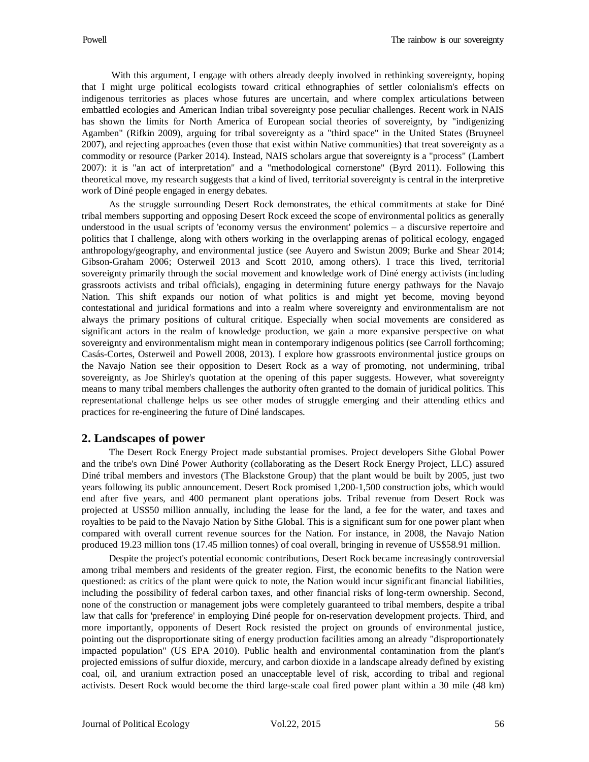With this argument, I engage with others already deeply involved in rethinking sovereignty, hoping that I might urge political ecologists toward critical ethnographies of settler colonialism's effects on indigenous territories as places whose futures are uncertain, and where complex articulations between embattled ecologies and American Indian tribal sovereignty pose peculiar challenges. Recent work in NAIS has shown the limits for North America of European social theories of sovereignty, by "indigenizing Agamben" (Rifkin 2009), arguing for tribal sovereignty as a "third space" in the United States (Bruyneel 2007), and rejecting approaches (even those that exist within Native communities) that treat sovereignty as a commodity or resource (Parker 2014). Instead, NAIS scholars argue that sovereignty is a "process" (Lambert 2007): it is "an act of interpretation" and a "methodological cornerstone" (Byrd 2011). Following this theoretical move, my research suggests that a kind of lived, territorial sovereignty is central in the interpretive work of Diné people engaged in energy debates.

As the struggle surrounding Desert Rock demonstrates, the ethical commitments at stake for Diné tribal members supporting and opposing Desert Rock exceed the scope of environmental politics as generally understood in the usual scripts of 'economy versus the environment' polemics – a discursive repertoire and politics that I challenge, along with others working in the overlapping arenas of political ecology, engaged anthropology/geography, and environmental justice (see Auyero and Swistun 2009; Burke and Shear 2014; Gibson-Graham 2006; Osterweil 2013 and Scott 2010, among others). I trace this lived, territorial sovereignty primarily through the social movement and knowledge work of Diné energy activists (including grassroots activists and tribal officials), engaging in determining future energy pathways for the Navajo Nation. This shift expands our notion of what politics is and might yet become, moving beyond contestational and juridical formations and into a realm where sovereignty and environmentalism are not always the primary positions of cultural critique. Especially when social movements are considered as significant actors in the realm of knowledge production, we gain a more expansive perspective on what sovereignty and environmentalism might mean in contemporary indigenous politics (see Carroll forthcoming; Casás-Cortes, Osterweil and Powell 2008, 2013). I explore how grassroots environmental justice groups on the Navajo Nation see their opposition to Desert Rock as a way of promoting, not undermining, tribal sovereignty, as Joe Shirley's quotation at the opening of this paper suggests. However, what sovereignty means to many tribal members challenges the authority often granted to the domain of juridical politics. This representational challenge helps us see other modes of struggle emerging and their attending ethics and practices for re-engineering the future of Diné landscapes.

## 2. Landscapes of power

The Desert Rock Energy Project made substantial promises. Project developers Sithe Global Power and the tribe's own Diné Power Authority (collaborating as the Desert Rock Energy Project, LLC) assured Diné tribal members and investors (The Blackstone Group) that the plant would be built by 2005, just two years following its public announcement. Desert Rock promised 1,200-1,500 construction jobs, which would end after five years, and 400 permanent plant operations jobs. Tribal revenue from Desert Rock was projected at US$50 million annually, including the lease for the land, a fee for the water, and taxes and royalties to be paid to the Navajo Nation by Sithe Global. This is a significant sum for one power plant when compared with overall current revenue sources for the Nation. For instance, in 2008, the Navajo Nation produced 19.23 million tons (17.45 million tonnes) of coal overall, bringing in revenue of US$58.91 million.

Despite the project's potential economic contributions, Desert Rock became increasingly controversial among tribal members and residents of the greater region. First, the economic benefits to the Nation were questioned: as critics of the plant were quick to note, the Nation would incur significant financial liabilities, including the possibility of federal carbon taxes, and other financial risks of long-term ownership. Second, none of the construction or management jobs were completely guaranteed to tribal members, despite a tribal law that calls for 'preference' in employing Diné people for on-reservation development projects. Third, and more importantly, opponents of Desert Rock resisted the project on grounds of environmental justice, pointing out the disproportionate siting of energy production facilities among an already "disproportionately impacted population" (US EPA 2010). Public health and environmental contamination from the plant's projected emissions of sulfur dioxide, mercury, and carbon dioxide in a landscape already defined by existing coal, oil, and uranium extraction posed an unacceptable level of risk, according to tribal and regional activists. Desert Rock would become the third large-scale coal fired power plant within a 30 mile (48 km)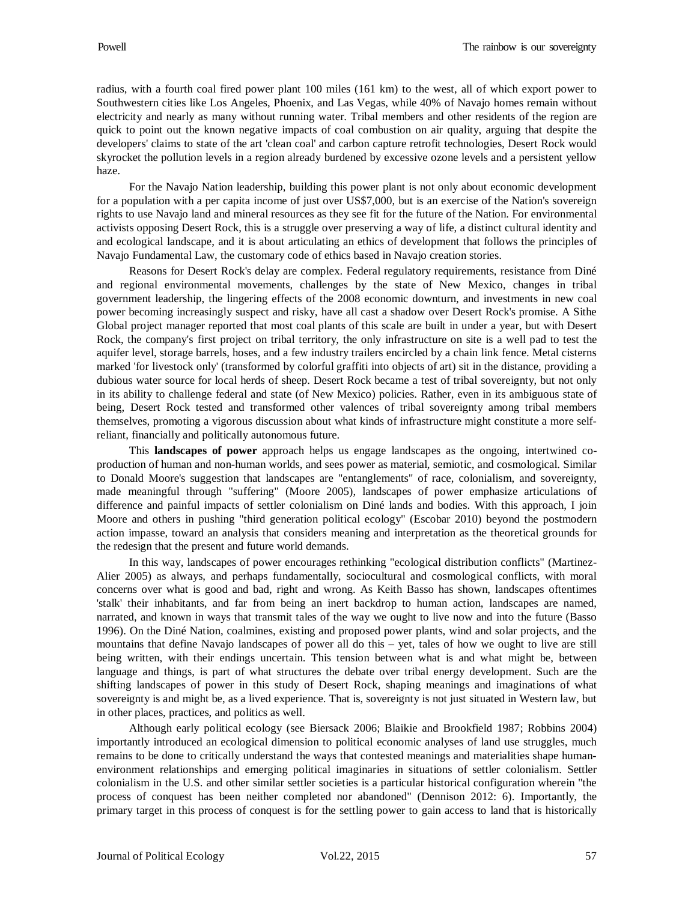radius, with a fourth coal fired power plant 100 miles (161 km) to the west, all of which export power to Southwestern cities like Los Angeles, Phoenix, and Las Vegas, while 40% of Navajo homes remain without electricity and nearly as many without running water. Tribal members and other residents of the region are quick to point out the known negative impacts of coal combustion on air quality, arguing that despite the developers' claims to state of the art 'clean coal' and carbon capture retrofit technologies, Desert Rock would skyrocket the pollution levels in a region already burdened by excessive ozone levels and a persistent yellow haze.

For the Navajo Nation leadership, building this power plant is not only about economic development for a population with a per capita income of just over US$7,000, but is an exercise of the Nation's sovereign rights to use Navajo land and mineral resources as they see fit for the future of the Nation. For environmental activists opposing Desert Rock, this is a struggle over preserving a way of life, a distinct cultural identity and and ecological landscape, and it is about articulating an ethics of development that follows the principles of Navajo Fundamental Law, the customary code of ethics based in Navajo creation stories.

Reasons for Desert Rock's delay are complex. Federal regulatory requirements, resistance from Diné and regional environmental movements, challenges by the state of New Mexico, changes in tribal government leadership, the lingering effects of the 2008 economic downturn, and investments in new coal power becoming increasingly suspect and risky, have all cast a shadow over Desert Rock's promise. A Sithe Global project manager reported that most coal plants of this scale are built in under a year, but with Desert Rock, the company's first project on tribal territory, the only infrastructure on site is a well pad to test the aquifer level, storage barrels, hoses, and a few industry trailers encircled by a chain link fence. Metal cisterns marked 'for livestock only' (transformed by colorful graffiti into objects of art) sit in the distance, providing a dubious water source for local herds of sheep. Desert Rock became a test of tribal sovereignty, but not only in its ability to challenge federal and state (of New Mexico) policies. Rather, even in its ambiguous state of being, Desert Rock tested and transformed other valences of tribal sovereignty among tribal members themselves, promoting a vigorous discussion about what kinds of infrastructure might constitute a more self-reliant, financially and politically autonomous future.

This **landscapes of power** approach helps us engage landscapes as the ongoing, intertwined co-production of human and non-human worlds, and sees power as material, semiotic, and cosmological. Similar to Donald Moore's suggestion that landscapes are "entanglements" of race, colonialism, and sovereignty, made meaningful through "suffering" (Moore 2005), landscapes of power emphasize articulations of difference and painful impacts of settler colonialism on Diné lands and bodies. With this approach, I join Moore and others in pushing "third generation political ecology" (Escobar 2010) beyond the postmodern action impasse, toward an analysis that considers meaning and interpretation as the theoretical grounds for the redesign that the present and future world demands.

In this way, landscapes of power encourages rethinking "ecological distribution conflicts" (Martinez-Alier 2005) as always, and perhaps fundamentally, sociocultural and cosmological conflicts, with moral concerns over what is good and bad, right and wrong. As Keith Basso has shown, landscapes oftentimes 'stalk' their inhabitants, and far from being an inert backdrop to human action, landscapes are named, narrated, and known in ways that transmit tales of the way we ought to live now and into the future (Basso 1996). On the Diné Nation, coalmines, existing and proposed power plants, wind and solar projects, and the mountains that define Navajo landscapes of power all do this – yet, tales of how we ought to live are still being written, with their endings uncertain. This tension between what is and what might be, between language and things, is part of what structures the debate over tribal energy development. Such are the shifting landscapes of power in this study of Desert Rock, shaping meanings and imaginations of what sovereignty is and might be, as a lived experience. That is, sovereignty is not just situated in Western law, but in other places, practices, and politics as well.

Although early political ecology (see Biersack 2006; Blaikie and Brookfield 1987; Robbins 2004) importantly introduced an ecological dimension to political economic analyses of land use struggles, much remains to be done to critically understand the ways that contested meanings and materialities shape human-environment relationships and emerging political imaginaries in situations of settler colonialism. Settler colonialism in the U.S. and other similar settler societies is a particular historical configuration wherein "the process of conquest has been neither completed nor abandoned" (Dennison 2012: 6). Importantly, the primary target in this process of conquest is for the settling power to gain access to land that is historically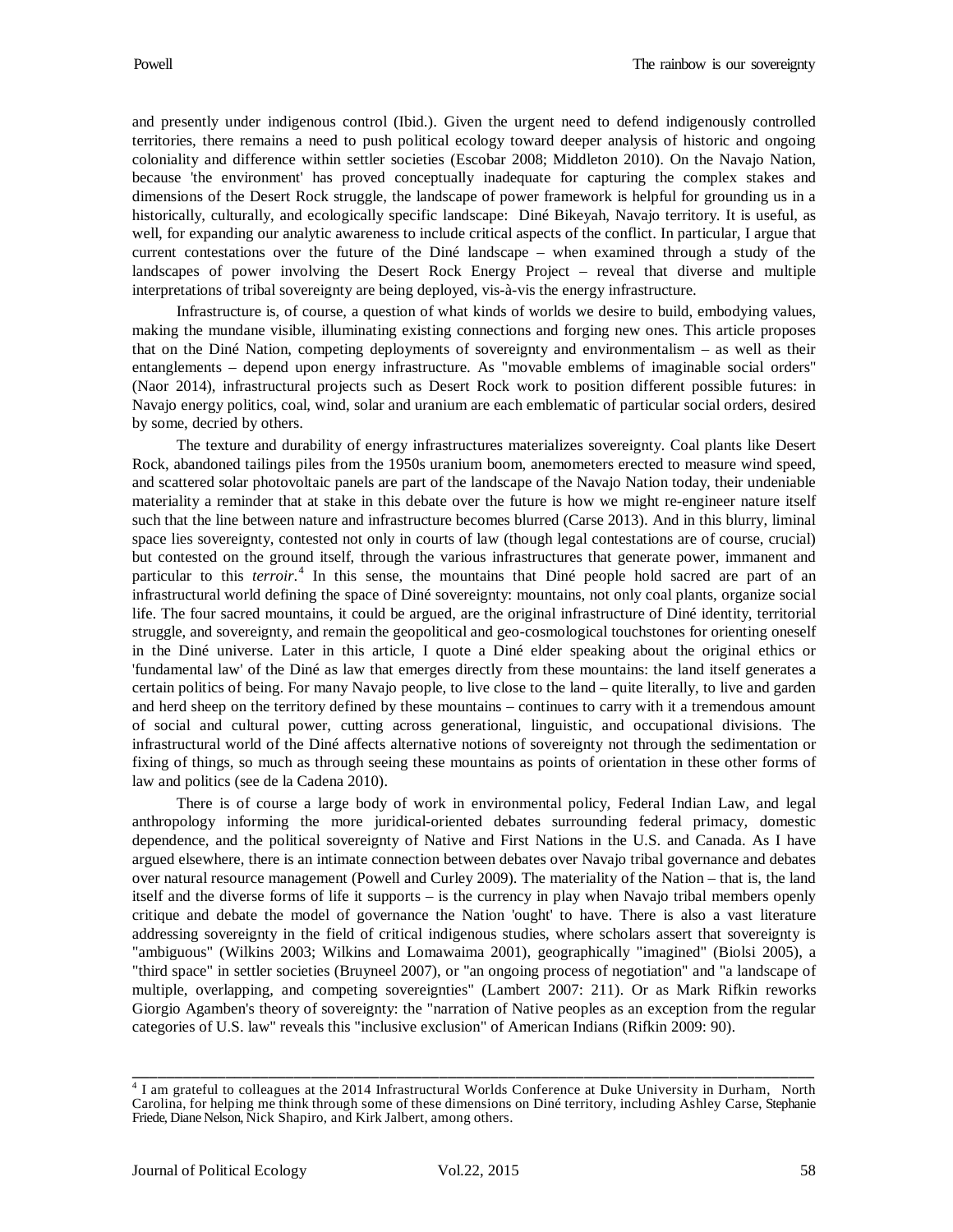and presently under indigenous control (Ibid.). Given the urgent need to defend indigenously controlled territories, there remains a need to push political ecology toward deeper analysis of historic and ongoing coloniality and difference within settler societies (Escobar 2008; Middleton 2010). On the Navajo Nation, because 'the environment' has proved conceptually inadequate for capturing the complex stakes and dimensions of the Desert Rock struggle, the landscape of power framework is helpful for grounding us in a historically, culturally, and ecologically specific landscape: Diné Bikeyah, Navajo territory. It is useful, as well, for expanding our analytic awareness to include critical aspects of the conflict. In particular, I argue that current contestations over the future of the Diné landscape – when examined through a study of the landscapes of power involving the Desert Rock Energy Project – reveal that diverse and multiple interpretations of tribal sovereignty are being deployed, vis-à-vis the energy infrastructure.

Infrastructure is, of course, a question of what kinds of worlds we desire to build, embodying values, making the mundane visible, illuminating existing connections and forging new ones. This article proposes that on the Diné Nation, competing deployments of sovereignty and environmentalism – as well as their entanglements – depend upon energy infrastructure. As "movable emblems of imaginable social orders" (Naor 2014), infrastructural projects such as Desert Rock work to position different possible futures: in Navajo energy politics, coal, wind, solar and uranium are each emblematic of particular social orders, desired by some, decried by others.

The texture and durability of energy infrastructures materializes sovereignty. Coal plants like Desert Rock, abandoned tailings piles from the 1950s uranium boom, anemometers erected to measure wind speed, and scattered solar photovoltaic panels are part of the landscape of the Navajo Nation today, their undeniable materiality a reminder that at stake in this debate over the future is how we might re-engineer nature itself such that the line between nature and infrastructure becomes blurred (Carse 2013). And in this blurry, liminal space lies sovereignty, contested not only in courts of law (though legal contestations are of course, crucial) but contested on the ground itself, through the various infrastructures that generate power, immanent and particular to this *terroir*.[4] In this sense, the mountains that Diné people hold sacred are part of an infrastructural world defining the space of Diné sovereignty: mountains, not only coal plants, organize social life. The four sacred mountains, it could be argued, are the original infrastructure of Diné identity, territorial struggle, and sovereignty, and remain the geopolitical and geo-cosmological touchstones for orienting oneself in the Diné universe. Later in this article, I quote a Diné elder speaking about the original ethics or 'fundamental law' of the Diné as law that emerges directly from these mountains: the land itself generates a certain politics of being. For many Navajo people, to live close to the land – quite literally, to live and garden and herd sheep on the territory defined by these mountains – continues to carry with it a tremendous amount of social and cultural power, cutting across generational, linguistic, and occupational divisions. The infrastructural world of the Diné affects alternative notions of sovereignty not through the sedimentation or fixing of things, so much as through seeing these mountains as points of orientation in these other forms of law and politics (see de la Cadena 2010).

There is of course a large body of work in environmental policy, Federal Indian Law, and legal anthropology informing the more juridical-oriented debates surrounding federal primacy, domestic dependence, and the political sovereignty of Native and First Nations in the U.S. and Canada. As I have argued elsewhere, there is an intimate connection between debates over Navajo tribal governance and debates over natural resource management (Powell and Curley 2009). The materiality of the Nation – that is, the land itself and the diverse forms of life it supports – is the currency in play when Navajo tribal members openly critique and debate the model of governance the Nation 'ought' to have. There is also a vast literature addressing sovereignty in the field of critical indigenous studies, where scholars assert that sovereignty is "ambiguous" (Wilkins 2003; Wilkins and Lomawaima 2001), geographically "imagined" (Biolsi 2005), a "third space" in settler societies (Bruyneel 2007), or "an ongoing process of negotiation" and "a landscape of multiple, overlapping, and competing sovereignties" (Lambert 2007: 211). Or as Mark Rifkin reworks Giorgio Agamben's theory of sovereignty: the "narration of Native peoples as an exception from the regular categories of U.S. law" reveals this "inclusive exclusion" of American Indians (Rifkin 2009: 90).

---

[4] I am grateful to colleagues at the 2014 Infrastructural Worlds Conference at Duke University in Durham, North Carolina, for helping me think through some of these dimensions on Diné territory, including Ashley Carse, Stephanie Friede, Diane Nelson, Nick Shapiro, and Kirk Jalbert, among others.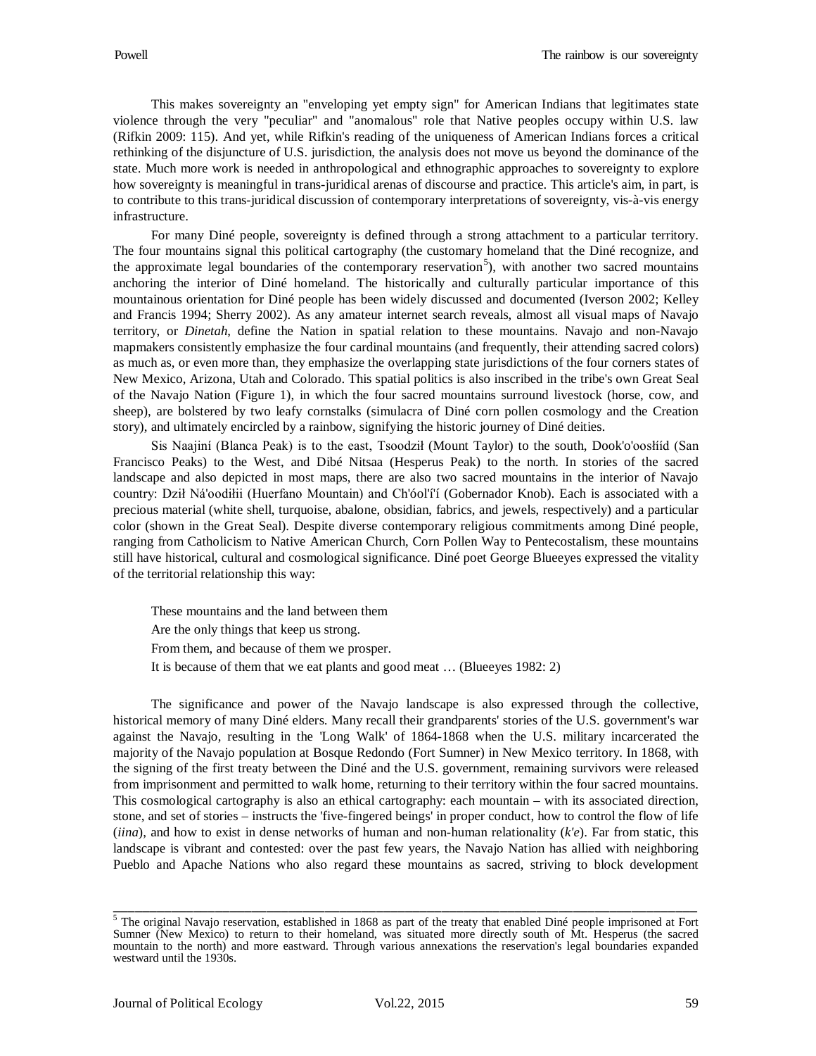This makes sovereignty an "enveloping yet empty sign" for American Indians that legitimates state violence through the very "peculiar" and "anomalous" role that Native peoples occupy within U.S. law (Rifkin 2009: 115). And yet, while Rifkin's reading of the uniqueness of American Indians forces a critical rethinking of the disjuncture of U.S. jurisdiction, the analysis does not move us beyond the dominance of the state. Much more work is needed in anthropological and ethnographic approaches to sovereignty to explore how sovereignty is meaningful in trans-juridical arenas of discourse and practice. This article's aim, in part, is to contribute to this trans-juridical discussion of contemporary interpretations of sovereignty, vis-à-vis energy infrastructure.

For many Diné people, sovereignty is defined through a strong attachment to a particular territory. The four mountains signal this political cartography (the customary homeland that the Diné recognize, and the approximate legal boundaries of the contemporary reservation[5]), with another two sacred mountains anchoring the interior of Diné homeland. The historically and culturally particular importance of this mountainous orientation for Diné people has been widely discussed and documented (Iverson 2002; Kelley and Francis 1994; Sherry 2002). As any amateur internet search reveals, almost all visual maps of Navajo territory, or *Dinetah*, define the Nation in spatial relation to these mountains. Navajo and non-Navajo mapmakers consistently emphasize the four cardinal mountains (and frequently, their attending sacred colors) as much as, or even more than, they emphasize the overlapping state jurisdictions of the four corners states of New Mexico, Arizona, Utah and Colorado. This spatial politics is also inscribed in the tribe's own Great Seal of the Navajo Nation (Figure 1), in which the four sacred mountains surround livestock (horse, cow, and sheep), are bolstered by two leafy cornstalks (simulacra of Diné corn pollen cosmology and the Creation story), and ultimately encircled by a rainbow, signifying the historic journey of Diné deities.

Sis Naajiní (Blanca Peak) is to the east, Tsoodził (Mount Taylor) to the south, Dook'o'oosłííd (San Francisco Peaks) to the West, and Dibé Nitsaa (Hesperus Peak) to the north. In stories of the sacred landscape and also depicted in most maps, there are also two sacred mountains in the interior of Navajo country: Dził Ná'oodiłii (Huerfano Mountain) and Ch'óol'í'í (Gobernador Knob). Each is associated with a precious material (white shell, turquoise, abalone, obsidian, fabrics, and jewels, respectively) and a particular color (shown in the Great Seal). Despite diverse contemporary religious commitments among Diné people, ranging from Catholicism to Native American Church, Corn Pollen Way to Pentecostalism, these mountains still have historical, cultural and cosmological significance. Diné poet George Blueeyes expressed the vitality of the territorial relationship this way:

> These mountains and the land between them
> Are the only things that keep us strong.
> From them, and because of them we prosper.
> It is because of them that we eat plants and good meat … (Blueeyes 1982: 2)

The significance and power of the Navajo landscape is also expressed through the collective, historical memory of many Diné elders. Many recall their grandparents' stories of the U.S. government's war against the Navajo, resulting in the 'Long Walk' of 1864-1868 when the U.S. military incarcerated the majority of the Navajo population at Bosque Redondo (Fort Sumner) in New Mexico territory. In 1868, with the signing of the first treaty between the Diné and the U.S. government, remaining survivors were released from imprisonment and permitted to walk home, returning to their territory within the four sacred mountains. This cosmological cartography is also an ethical cartography: each mountain – with its associated direction, stone, and set of stories – instructs the 'five-fingered beings' in proper conduct, how to control the flow of life (*iina*), and how to exist in dense networks of human and non-human relationality (*k'e*). Far from static, this landscape is vibrant and contested: over the past few years, the Navajo Nation has allied with neighboring Pueblo and Apache Nations who also regard these mountains as sacred, striving to block development

---

[5] The original Navajo reservation, established in 1868 as part of the treaty that enabled Diné people imprisoned at Fort Sumner (New Mexico) to return to their homeland, was situated more directly south of Mt. Hesperus (the sacred mountain to the north) and more eastward. Through various annexations the reservation's legal boundaries expanded westward until the 1930s.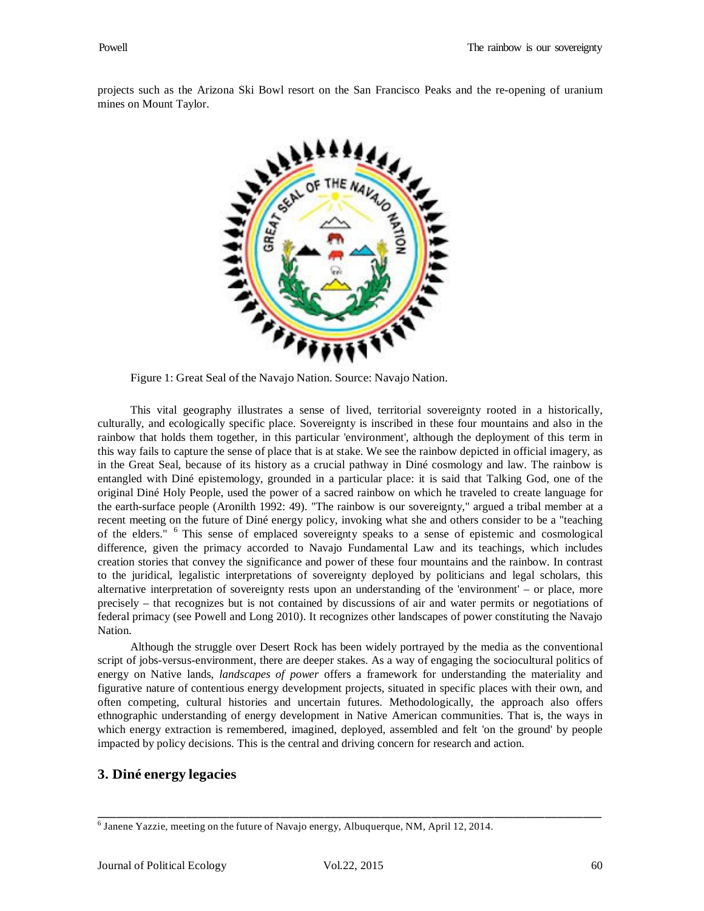projects such as the Arizona Ski Bowl resort on the San Francisco Peaks and the re-opening of uranium mines on Mount Taylor.

Figure 1: Great Seal of the Navajo Nation. Source: Navajo Nation.

This vital geography illustrates a sense of lived, territorial sovereignty rooted in a historically, culturally, and ecologically specific place. Sovereignty is inscribed in these four mountains and also in the rainbow that holds them together, in this particular 'environment', although the deployment of this term in this way fails to capture the sense of place that is at stake. We see the rainbow depicted in official imagery, as in the Great Seal, because of its history as a crucial pathway in Diné cosmology and law. The rainbow is entangled with Diné epistemology, grounded in a particular place: it is said that Talking God, one of the original Diné Holy People, used the power of a sacred rainbow on which he traveled to create language for the earth-surface people (Aronilth 1992: 49). "The rainbow is our sovereignty," argued a tribal member at a recent meeting on the future of Diné energy policy, invoking what she and others consider to be a "teaching of the elders." [6] This sense of emplaced sovereignty speaks to a sense of epistemic and cosmological difference, given the primacy accorded to Navajo Fundamental Law and its teachings, which includes creation stories that convey the significance and power of these four mountains and the rainbow. In contrast to the juridical, legalistic interpretations of sovereignty deployed by politicians and legal scholars, this alternative interpretation of sovereignty rests upon an understanding of the 'environment' – or place, more precisely – that recognizes but is not contained by discussions of air and water permits or negotiations of federal primacy (see Powell and Long 2010). It recognizes other landscapes of power constituting the Navajo Nation.

Although the struggle over Desert Rock has been widely portrayed by the media as the conventional script of jobs-versus-environment, there are deeper stakes. As a way of engaging the sociocultural politics of energy on Native lands, *landscapes of power* offers a framework for understanding the materiality and figurative nature of contentious energy development projects, situated in specific places with their own, and often competing, cultural histories and uncertain futures. Methodologically, the approach also offers ethnographic understanding of energy development in Native American communities. That is, the ways in which energy extraction is remembered, imagined, deployed, assembled and felt 'on the ground' by people impacted by policy decisions. This is the central and driving concern for research and action.

## 3. Diné energy legacies

---

[6] Janene Yazzie, meeting on the future of Navajo energy, Albuquerque, NM, April 12, 2014.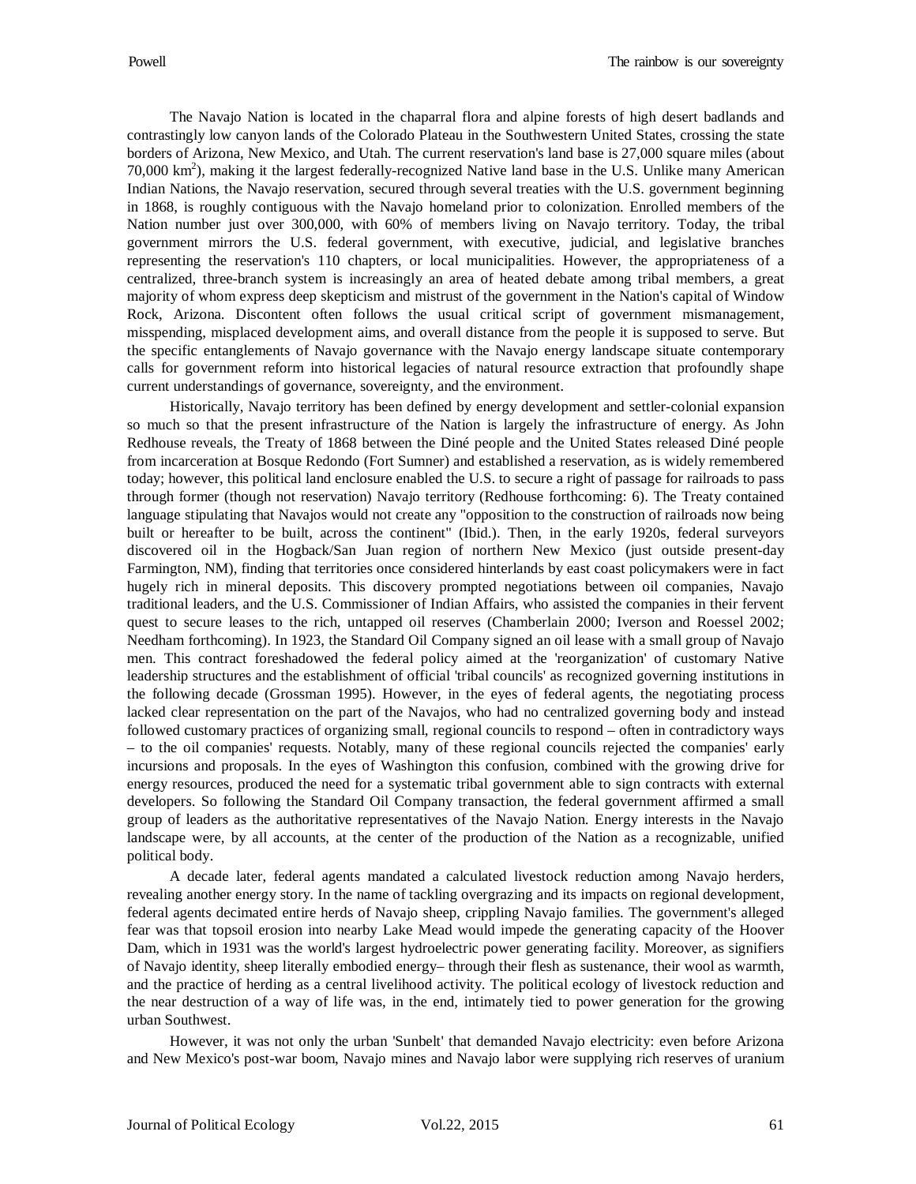The Navajo Nation is located in the chaparral flora and alpine forests of high desert badlands and contrastingly low canyon lands of the Colorado Plateau in the Southwestern United States, crossing the state borders of Arizona, New Mexico, and Utah. The current reservation's land base is 27,000 square miles (about 70,000 $km^2$), making it the largest federally-recognized Native land base in the U.S. Unlike many American Indian Nations, the Navajo reservation, secured through several treaties with the U.S. government beginning in 1868, is roughly contiguous with the Navajo homeland prior to colonization. Enrolled members of the Nation number just over 300,000, with 60% of members living on Navajo territory. Today, the tribal government mirrors the U.S. federal government, with executive, judicial, and legislative branches representing the reservation's 110 chapters, or local municipalities. However, the appropriateness of a centralized, three-branch system is increasingly an area of heated debate among tribal members, a great majority of whom express deep skepticism and mistrust of the government in the Nation's capital of Window Rock, Arizona. Discontent often follows the usual critical script of government mismanagement, misspending, misplaced development aims, and overall distance from the people it is supposed to serve. But the specific entanglements of Navajo governance with the Navajo energy landscape situate contemporary calls for government reform into historical legacies of natural resource extraction that profoundly shape current understandings of governance, sovereignty, and the environment.

Historically, Navajo territory has been defined by energy development and settler-colonial expansion so much so that the present infrastructure of the Nation is largely the infrastructure of energy. As John Redhouse reveals, the Treaty of 1868 between the Diné people and the United States released Diné people from incarceration at Bosque Redondo (Fort Sumner) and established a reservation, as is widely remembered today; however, this political land enclosure enabled the U.S. to secure a right of passage for railroads to pass through former (though not reservation) Navajo territory (Redhouse forthcoming: 6). The Treaty contained language stipulating that Navajos would not create any "opposition to the construction of railroads now being built or hereafter to be built, across the continent" (Ibid.). Then, in the early 1920s, federal surveyors discovered oil in the Hogback/San Juan region of northern New Mexico (just outside present-day Farmington, NM), finding that territories once considered hinterlands by east coast policymakers were in fact hugely rich in mineral deposits. This discovery prompted negotiations between oil companies, Navajo traditional leaders, and the U.S. Commissioner of Indian Affairs, who assisted the companies in their fervent quest to secure leases to the rich, untapped oil reserves (Chamberlain 2000; Iverson and Roessel 2002; Needham forthcoming). In 1923, the Standard Oil Company signed an oil lease with a small group of Navajo men. This contract foreshadowed the federal policy aimed at the 'reorganization' of customary Native leadership structures and the establishment of official 'tribal councils' as recognized governing institutions in the following decade (Grossman 1995). However, in the eyes of federal agents, the negotiating process lacked clear representation on the part of the Navajos, who had no centralized governing body and instead followed customary practices of organizing small, regional councils to respond – often in contradictory ways – to the oil companies' requests. Notably, many of these regional councils rejected the companies' early incursions and proposals. In the eyes of Washington this confusion, combined with the growing drive for energy resources, produced the need for a systematic tribal government able to sign contracts with external developers. So following the Standard Oil Company transaction, the federal government affirmed a small group of leaders as the authoritative representatives of the Navajo Nation. Energy interests in the Navajo landscape were, by all accounts, at the center of the production of the Nation as a recognizable, unified political body.

A decade later, federal agents mandated a calculated livestock reduction among Navajo herders, revealing another energy story. In the name of tackling overgrazing and its impacts on regional development, federal agents decimated entire herds of Navajo sheep, crippling Navajo families. The government's alleged fear was that topsoil erosion into nearby Lake Mead would impede the generating capacity of the Hoover Dam, which in 1931 was the world's largest hydroelectric power generating facility. Moreover, as signifiers of Navajo identity, sheep literally embodied energy– through their flesh as sustenance, their wool as warmth, and the practice of herding as a central livelihood activity. The political ecology of livestock reduction and the near destruction of a way of life was, in the end, intimately tied to power generation for the growing urban Southwest.

However, it was not only the urban 'Sunbelt' that demanded Navajo electricity: even before Arizona and New Mexico's post-war boom, Navajo mines and Navajo labor were supplying rich reserves of uranium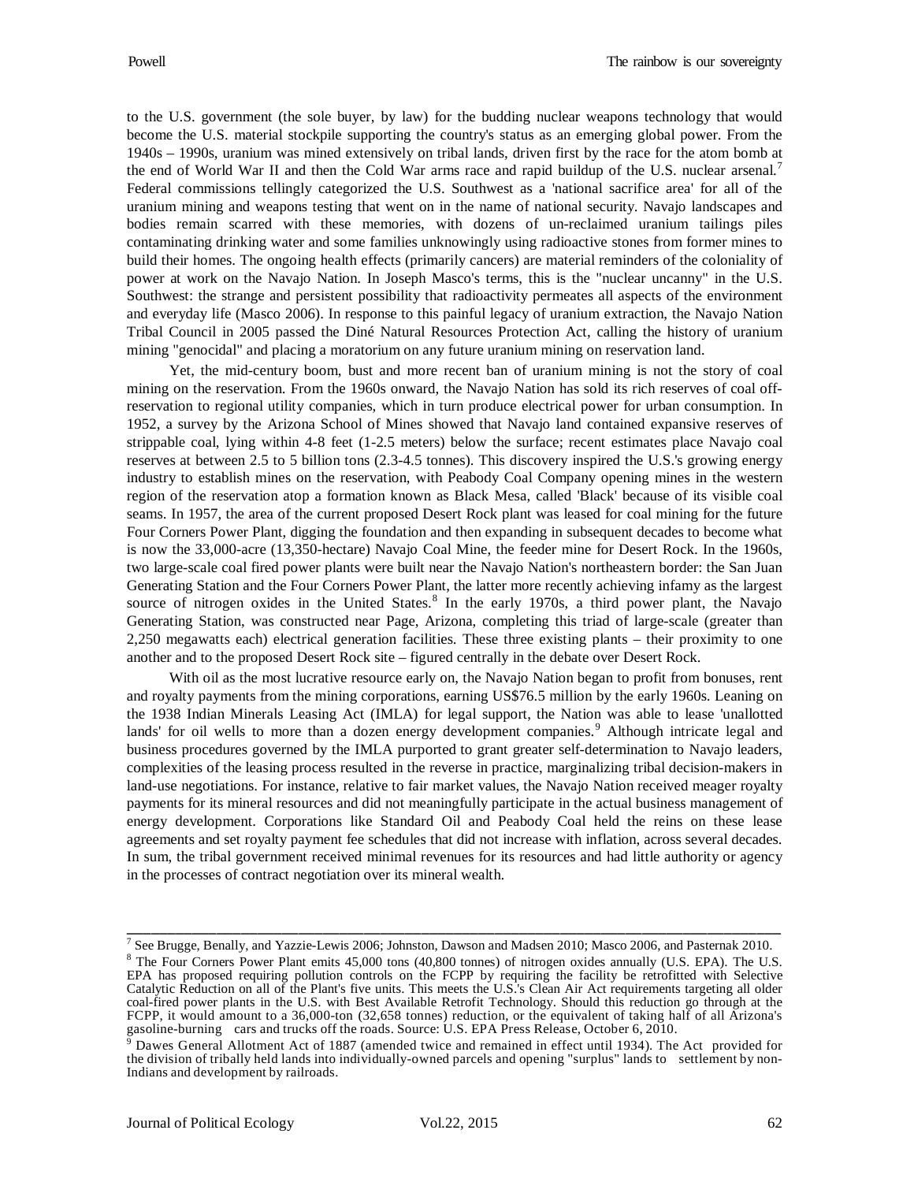to the U.S. government (the sole buyer, by law) for the budding nuclear weapons technology that would become the U.S. material stockpile supporting the country's status as an emerging global power. From the 1940s – 1990s, uranium was mined extensively on tribal lands, driven first by the race for the atom bomb at the end of World War II and then the Cold War arms race and rapid buildup of the U.S. nuclear arsenal.[7] Federal commissions tellingly categorized the U.S. Southwest as a 'national sacrifice area' for all of the uranium mining and weapons testing that went on in the name of national security. Navajo landscapes and bodies remain scarred with these memories, with dozens of un-reclaimed uranium tailings piles contaminating drinking water and some families unknowingly using radioactive stones from former mines to build their homes. The ongoing health effects (primarily cancers) are material reminders of the coloniality of power at work on the Navajo Nation. In Joseph Masco's terms, this is the "nuclear uncanny" in the U.S. Southwest: the strange and persistent possibility that radioactivity permeates all aspects of the environment and everyday life (Masco 2006). In response to this painful legacy of uranium extraction, the Navajo Nation Tribal Council in 2005 passed the Diné Natural Resources Protection Act, calling the history of uranium mining "genocidal" and placing a moratorium on any future uranium mining on reservation land.

Yet, the mid-century boom, bust and more recent ban of uranium mining is not the story of coal mining on the reservation. From the 1960s onward, the Navajo Nation has sold its rich reserves of coal off-reservation to regional utility companies, which in turn produce electrical power for urban consumption. In 1952, a survey by the Arizona School of Mines showed that Navajo land contained expansive reserves of strippable coal, lying within 4-8 feet (1-2.5 meters) below the surface; recent estimates place Navajo coal reserves at between 2.5 to 5 billion tons (2.3-4.5 tonnes). This discovery inspired the U.S.'s growing energy industry to establish mines on the reservation, with Peabody Coal Company opening mines in the western region of the reservation atop a formation known as Black Mesa, called 'Black' because of its visible coal seams. In 1957, the area of the current proposed Desert Rock plant was leased for coal mining for the future Four Corners Power Plant, digging the foundation and then expanding in subsequent decades to become what is now the 33,000-acre (13,350-hectare) Navajo Coal Mine, the feeder mine for Desert Rock. In the 1960s, two large-scale coal fired power plants were built near the Navajo Nation's northeastern border: the San Juan Generating Station and the Four Corners Power Plant, the latter more recently achieving infamy as the largest source of nitrogen oxides in the United States.[8] In the early 1970s, a third power plant, the Navajo Generating Station, was constructed near Page, Arizona, completing this triad of large-scale (greater than 2,250 megawatts each) electrical generation facilities. These three existing plants – their proximity to one another and to the proposed Desert Rock site – figured centrally in the debate over Desert Rock.

With oil as the most lucrative resource early on, the Navajo Nation began to profit from bonuses, rent and royalty payments from the mining corporations, earning US$76.5 million by the early 1960s. Leaning on the 1938 Indian Minerals Leasing Act (IMLA) for legal support, the Nation was able to lease 'unallotted lands' for oil wells to more than a dozen energy development companies.[9] Although intricate legal and business procedures governed by the IMLA purported to grant greater self-determination to Navajo leaders, complexities of the leasing process resulted in the reverse in practice, marginalizing tribal decision-makers in land-use negotiations. For instance, relative to fair market values, the Navajo Nation received meager royalty payments for its mineral resources and did not meaningfully participate in the actual business management of energy development. Corporations like Standard Oil and Peabody Coal held the reins on these lease agreements and set royalty payment fee schedules that did not increase with inflation, across several decades. In sum, the tribal government received minimal revenues for its resources and had little authority or agency in the processes of contract negotiation over its mineral wealth.

---

[7] See Brugge, Benally, and Yazzie-Lewis 2006; Johnston, Dawson and Madsen 2010; Masco 2006, and Pasternak 2010.

[8] The Four Corners Power Plant emits 45,000 tons (40,800 tonnes) of nitrogen oxides annually (U.S. EPA). The U.S. EPA has proposed requiring pollution controls on the FCPP by requiring the facility be retrofitted with Selective Catalytic Reduction on all of the Plant's five units. This meets the U.S.'s Clean Air Act requirements targeting all older coal-fired power plants in the U.S. with Best Available Retrofit Technology. Should this reduction go through at the FCPP, it would amount to a 36,000-ton (32,658 tonnes) reduction, or the equivalent of taking half of all Arizona's gasoline-burning cars and trucks off the roads. Source: U.S. EPA Press Release, October 6, 2010.

[9] Dawes General Allotment Act of 1887 (amended twice and remained in effect until 1934). The Act provided for the division of tribally held lands into individually-owned parcels and opening "surplus" lands to settlement by non-Indians and development by railroads.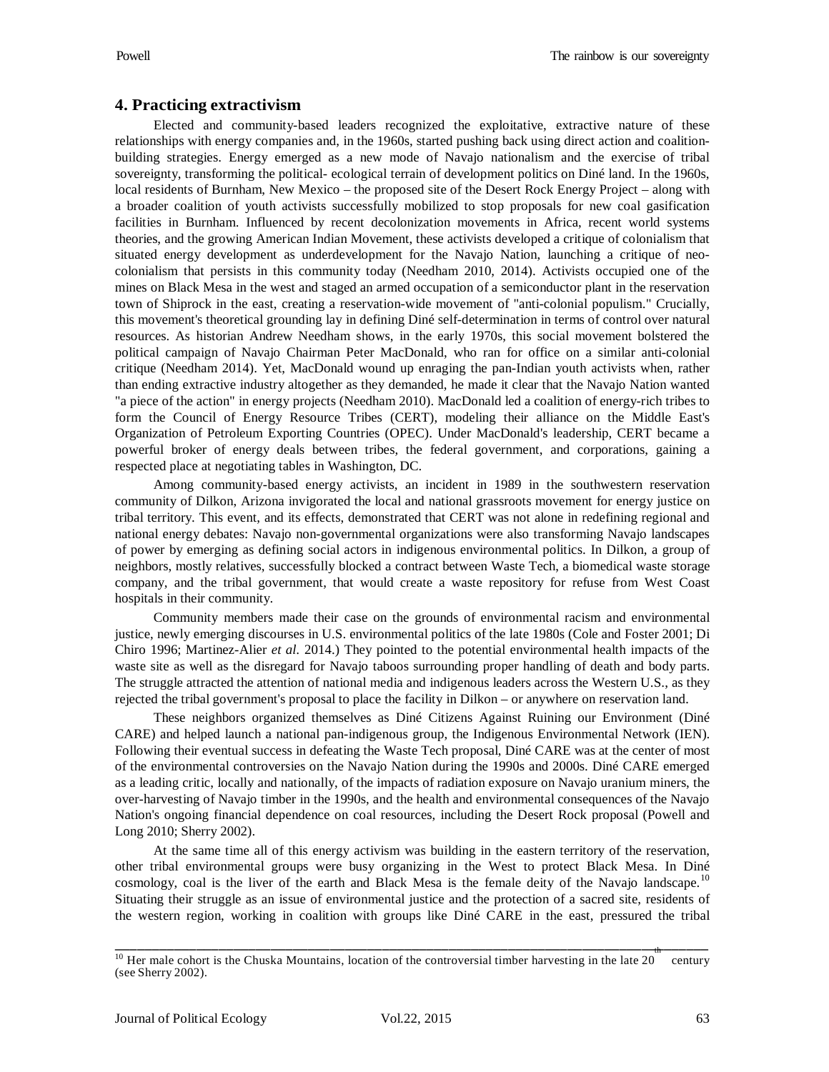## 4. Practicing extractivism

Elected and community-based leaders recognized the exploitative, extractive nature of these relationships with energy companies and, in the 1960s, started pushing back using direct action and coalition-building strategies. Energy emerged as a new mode of Navajo nationalism and the exercise of tribal sovereignty, transforming the political- ecological terrain of development politics on Diné land. In the 1960s, local residents of Burnham, New Mexico – the proposed site of the Desert Rock Energy Project – along with a broader coalition of youth activists successfully mobilized to stop proposals for new coal gasification facilities in Burnham. Influenced by recent decolonization movements in Africa, recent world systems theories, and the growing American Indian Movement, these activists developed a critique of colonialism that situated energy development as underdevelopment for the Navajo Nation, launching a critique of neo-colonialism that persists in this community today (Needham 2010, 2014). Activists occupied one of the mines on Black Mesa in the west and staged an armed occupation of a semiconductor plant in the reservation town of Shiprock in the east, creating a reservation-wide movement of "anti-colonial populism." Crucially, this movement's theoretical grounding lay in defining Diné self-determination in terms of control over natural resources. As historian Andrew Needham shows, in the early 1970s, this social movement bolstered the political campaign of Navajo Chairman Peter MacDonald, who ran for office on a similar anti-colonial critique (Needham 2014). Yet, MacDonald wound up enraging the pan-Indian youth activists when, rather than ending extractive industry altogether as they demanded, he made it clear that the Navajo Nation wanted "a piece of the action" in energy projects (Needham 2010). MacDonald led a coalition of energy-rich tribes to form the Council of Energy Resource Tribes (CERT), modeling their alliance on the Middle East's Organization of Petroleum Exporting Countries (OPEC). Under MacDonald's leadership, CERT became a powerful broker of energy deals between tribes, the federal government, and corporations, gaining a respected place at negotiating tables in Washington, DC.

Among community-based energy activists, an incident in 1989 in the southwestern reservation community of Dilkon, Arizona invigorated the local and national grassroots movement for energy justice on tribal territory. This event, and its effects, demonstrated that CERT was not alone in redefining regional and national energy debates: Navajo non-governmental organizations were also transforming Navajo landscapes of power by emerging as defining social actors in indigenous environmental politics. In Dilkon, a group of neighbors, mostly relatives, successfully blocked a contract between Waste Tech, a biomedical waste storage company, and the tribal government, that would create a waste repository for refuse from West Coast hospitals in their community.

Community members made their case on the grounds of environmental racism and environmental justice, newly emerging discourses in U.S. environmental politics of the late 1980s (Cole and Foster 2001; Di Chiro 1996; Martinez-Alier *et al.* 2014.) They pointed to the potential environmental health impacts of the waste site as well as the disregard for Navajo taboos surrounding proper handling of death and body parts. The struggle attracted the attention of national media and indigenous leaders across the Western U.S., as they rejected the tribal government's proposal to place the facility in Dilkon – or anywhere on reservation land.

These neighbors organized themselves as Diné Citizens Against Ruining our Environment (Diné CARE) and helped launch a national pan-indigenous group, the Indigenous Environmental Network (IEN). Following their eventual success in defeating the Waste Tech proposal, Diné CARE was at the center of most of the environmental controversies on the Navajo Nation during the 1990s and 2000s. Diné CARE emerged as a leading critic, locally and nationally, of the impacts of radiation exposure on Navajo uranium miners, the over-harvesting of Navajo timber in the 1990s, and the health and environmental consequences of the Navajo Nation's ongoing financial dependence on coal resources, including the Desert Rock proposal (Powell and Long 2010; Sherry 2002).

At the same time all of this energy activism was building in the eastern territory of the reservation, other tribal environmental groups were busy organizing in the West to protect Black Mesa. In Diné cosmology, coal is the liver of the earth and Black Mesa is the female deity of the Navajo landscape.[10] Situating their struggle as an issue of environmental justice and the protection of a sacred site, residents of the western region, working in coalition with groups like Diné CARE in the east, pressured the tribal

---

[10] Her male cohort is the Chuska Mountains, location of the controversial timber harvesting in the late 20th century (see Sherry 2002).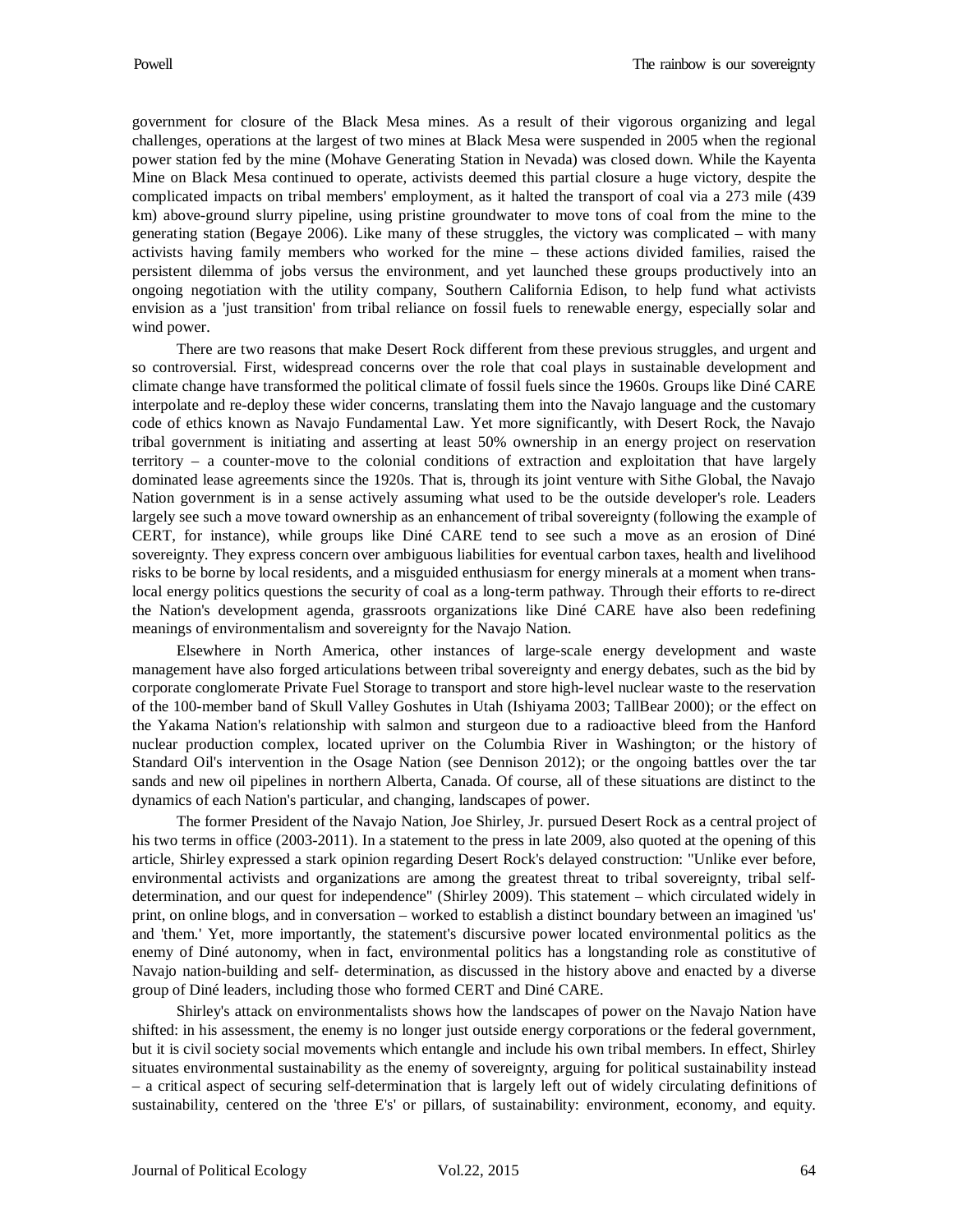government for closure of the Black Mesa mines. As a result of their vigorous organizing and legal challenges, operations at the largest of two mines at Black Mesa were suspended in 2005 when the regional power station fed by the mine (Mohave Generating Station in Nevada) was closed down. While the Kayenta Mine on Black Mesa continued to operate, activists deemed this partial closure a huge victory, despite the complicated impacts on tribal members' employment, as it halted the transport of coal via a 273 mile (439 km) above-ground slurry pipeline, using pristine groundwater to move tons of coal from the mine to the generating station (Begaye 2006). Like many of these struggles, the victory was complicated – with many activists having family members who worked for the mine – these actions divided families, raised the persistent dilemma of jobs versus the environment, and yet launched these groups productively into an ongoing negotiation with the utility company, Southern California Edison, to help fund what activists envision as a 'just transition' from tribal reliance on fossil fuels to renewable energy, especially solar and wind power.

There are two reasons that make Desert Rock different from these previous struggles, and urgent and so controversial. First, widespread concerns over the role that coal plays in sustainable development and climate change have transformed the political climate of fossil fuels since the 1960s. Groups like Diné CARE interpolate and re-deploy these wider concerns, translating them into the Navajo language and the customary code of ethics known as Navajo Fundamental Law. Yet more significantly, with Desert Rock, the Navajo tribal government is initiating and asserting at least 50% ownership in an energy project on reservation territory – a counter-move to the colonial conditions of extraction and exploitation that have largely dominated lease agreements since the 1920s. That is, through its joint venture with Sithe Global, the Navajo Nation government is in a sense actively assuming what used to be the outside developer's role. Leaders largely see such a move toward ownership as an enhancement of tribal sovereignty (following the example of CERT, for instance), while groups like Diné CARE tend to see such a move as an erosion of Diné sovereignty. They express concern over ambiguous liabilities for eventual carbon taxes, health and livelihood risks to be borne by local residents, and a misguided enthusiasm for energy minerals at a moment when trans-local energy politics questions the security of coal as a long-term pathway. Through their efforts to re-direct the Nation's development agenda, grassroots organizations like Diné CARE have also been redefining meanings of environmentalism and sovereignty for the Navajo Nation.

Elsewhere in North America, other instances of large-scale energy development and waste management have also forged articulations between tribal sovereignty and energy debates, such as the bid by corporate conglomerate Private Fuel Storage to transport and store high-level nuclear waste to the reservation of the 100-member band of Skull Valley Goshutes in Utah (Ishiyama 2003; TallBear 2000); or the effect on the Yakama Nation's relationship with salmon and sturgeon due to a radioactive bleed from the Hanford nuclear production complex, located upriver on the Columbia River in Washington; or the history of Standard Oil's intervention in the Osage Nation (see Dennison 2012); or the ongoing battles over the tar sands and new oil pipelines in northern Alberta, Canada. Of course, all of these situations are distinct to the dynamics of each Nation's particular, and changing, landscapes of power.

The former President of the Navajo Nation, Joe Shirley, Jr. pursued Desert Rock as a central project of his two terms in office (2003-2011). In a statement to the press in late 2009, also quoted at the opening of this article, Shirley expressed a stark opinion regarding Desert Rock's delayed construction: "Unlike ever before, environmental activists and organizations are among the greatest threat to tribal sovereignty, tribal self-determination, and our quest for independence" (Shirley 2009). This statement – which circulated widely in print, on online blogs, and in conversation – worked to establish a distinct boundary between an imagined 'us' and 'them.' Yet, more importantly, the statement's discursive power located environmental politics as the enemy of Diné autonomy, when in fact, environmental politics has a longstanding role as constitutive of Navajo nation-building and self- determination, as discussed in the history above and enacted by a diverse group of Diné leaders, including those who formed CERT and Diné CARE.

Shirley's attack on environmentalists shows how the landscapes of power on the Navajo Nation have shifted: in his assessment, the enemy is no longer just outside energy corporations or the federal government, but it is civil society social movements which entangle and include his own tribal members. In effect, Shirley situates environmental sustainability as the enemy of sovereignty, arguing for political sustainability instead – a critical aspect of securing self-determination that is largely left out of widely circulating definitions of sustainability, centered on the 'three E's' or pillars, of sustainability: environment, economy, and equity.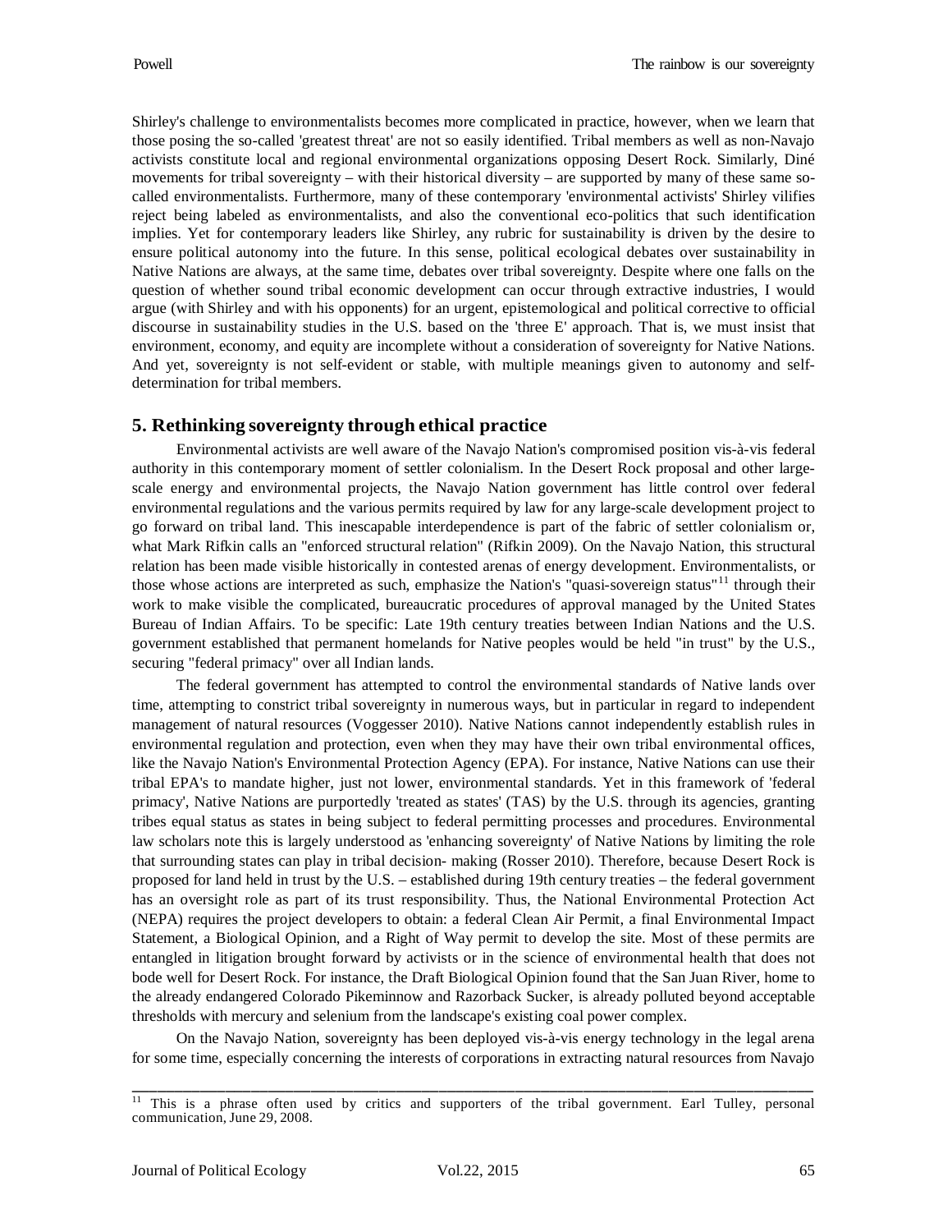Shirley's challenge to environmentalists becomes more complicated in practice, however, when we learn that those posing the so-called 'greatest threat' are not so easily identified. Tribal members as well as non-Navajo activists constitute local and regional environmental organizations opposing Desert Rock. Similarly, Diné movements for tribal sovereignty – with their historical diversity – are supported by many of these same so-called environmentalists. Furthermore, many of these contemporary 'environmental activists' Shirley vilifies reject being labeled as environmentalists, and also the conventional eco-politics that such identification implies. Yet for contemporary leaders like Shirley, any rubric for sustainability is driven by the desire to ensure political autonomy into the future. In this sense, political ecological debates over sustainability in Native Nations are always, at the same time, debates over tribal sovereignty. Despite where one falls on the question of whether sound tribal economic development can occur through extractive industries, I would argue (with Shirley and with his opponents) for an urgent, epistemological and political corrective to official discourse in sustainability studies in the U.S. based on the 'three E' approach. That is, we must insist that environment, economy, and equity are incomplete without a consideration of sovereignty for Native Nations. And yet, sovereignty is not self-evident or stable, with multiple meanings given to autonomy and self-determination for tribal members.

## 5. Rethinking sovereignty through ethical practice

Environmental activists are well aware of the Navajo Nation's compromised position vis-à-vis federal authority in this contemporary moment of settler colonialism. In the Desert Rock proposal and other large-scale energy and environmental projects, the Navajo Nation government has little control over federal environmental regulations and the various permits required by law for any large-scale development project to go forward on tribal land. This inescapable interdependence is part of the fabric of settler colonialism or, what Mark Rifkin calls an "enforced structural relation" (Rifkin 2009). On the Navajo Nation, this structural relation has been made visible historically in contested arenas of energy development. Environmentalists, or those whose actions are interpreted as such, emphasize the Nation's "quasi-sovereign status"[11] through their work to make visible the complicated, bureaucratic procedures of approval managed by the United States Bureau of Indian Affairs. To be specific: Late 19th century treaties between Indian Nations and the U.S. government established that permanent homelands for Native peoples would be held "in trust" by the U.S., securing "federal primacy" over all Indian lands.

The federal government has attempted to control the environmental standards of Native lands over time, attempting to constrict tribal sovereignty in numerous ways, but in particular in regard to independent management of natural resources (Voggesser 2010). Native Nations cannot independently establish rules in environmental regulation and protection, even when they may have their own tribal environmental offices, like the Navajo Nation's Environmental Protection Agency (EPA). For instance, Native Nations can use their tribal EPA's to mandate higher, just not lower, environmental standards. Yet in this framework of 'federal primacy', Native Nations are purportedly 'treated as states' (TAS) by the U.S. through its agencies, granting tribes equal status as states in being subject to federal permitting processes and procedures. Environmental law scholars note this is largely understood as 'enhancing sovereignty' of Native Nations by limiting the role that surrounding states can play in tribal decision- making (Rosser 2010). Therefore, because Desert Rock is proposed for land held in trust by the U.S. – established during 19th century treaties – the federal government has an oversight role as part of its trust responsibility. Thus, the National Environmental Protection Act (NEPA) requires the project developers to obtain: a federal Clean Air Permit, a final Environmental Impact Statement, a Biological Opinion, and a Right of Way permit to develop the site. Most of these permits are entangled in litigation brought forward by activists or in the science of environmental health that does not bode well for Desert Rock. For instance, the Draft Biological Opinion found that the San Juan River, home to the already endangered Colorado Pikeminnow and Razorback Sucker, is already polluted beyond acceptable thresholds with mercury and selenium from the landscape's existing coal power complex.

On the Navajo Nation, sovereignty has been deployed vis-à-vis energy technology in the legal arena for some time, especially concerning the interests of corporations in extracting natural resources from Navajo

[11] This is a phrase often used by critics and supporters of the tribal government. Earl Tulley, personal communication, June 29, 2008.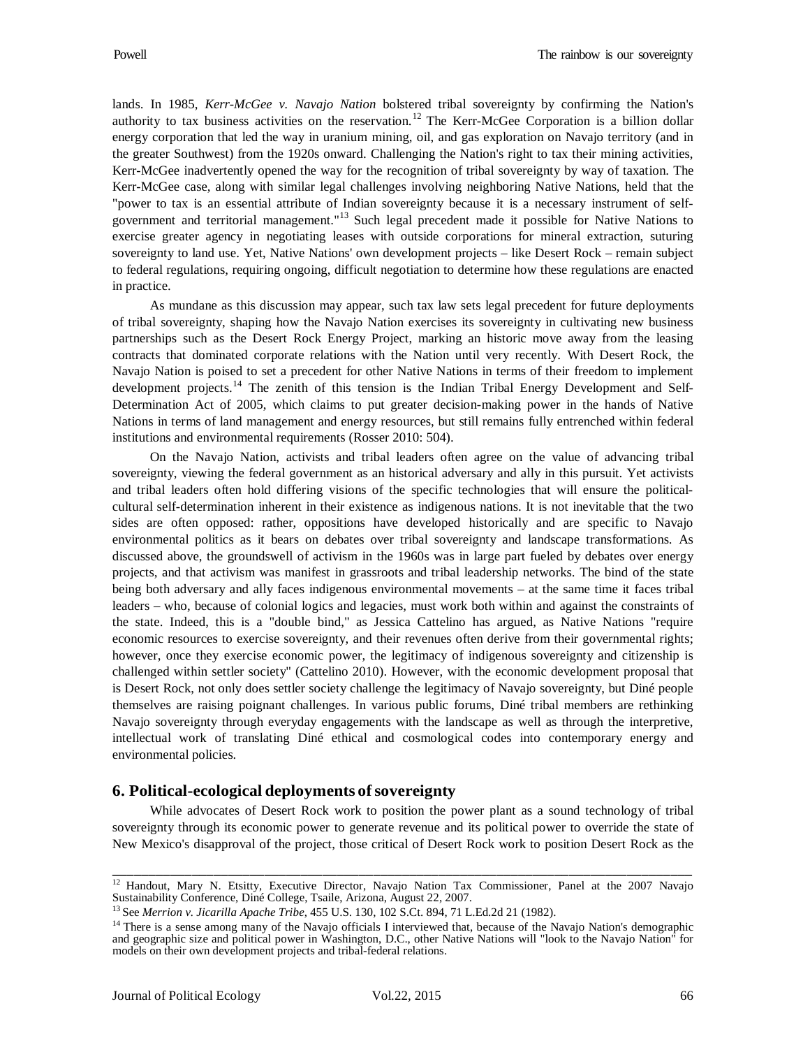lands. In 1985, *Kerr-McGee v. Navajo Nation* bolstered tribal sovereignty by confirming the Nation's authority to tax business activities on the reservation.[12] The Kerr-McGee Corporation is a billion dollar energy corporation that led the way in uranium mining, oil, and gas exploration on Navajo territory (and in the greater Southwest) from the 1920s onward. Challenging the Nation's right to tax their mining activities, Kerr-McGee inadvertently opened the way for the recognition of tribal sovereignty by way of taxation. The Kerr-McGee case, along with similar legal challenges involving neighboring Native Nations, held that the "power to tax is an essential attribute of Indian sovereignty because it is a necessary instrument of self-government and territorial management."[13] Such legal precedent made it possible for Native Nations to exercise greater agency in negotiating leases with outside corporations for mineral extraction, suturing sovereignty to land use. Yet, Native Nations' own development projects – like Desert Rock – remain subject to federal regulations, requiring ongoing, difficult negotiation to determine how these regulations are enacted in practice.

As mundane as this discussion may appear, such tax law sets legal precedent for future deployments of tribal sovereignty, shaping how the Navajo Nation exercises its sovereignty in cultivating new business partnerships such as the Desert Rock Energy Project, marking an historic move away from the leasing contracts that dominated corporate relations with the Nation until very recently. With Desert Rock, the Navajo Nation is poised to set a precedent for other Native Nations in terms of their freedom to implement development projects.[14] The zenith of this tension is the Indian Tribal Energy Development and Self-Determination Act of 2005, which claims to put greater decision-making power in the hands of Native Nations in terms of land management and energy resources, but still remains fully entrenched within federal institutions and environmental requirements (Rosser 2010: 504).

On the Navajo Nation, activists and tribal leaders often agree on the value of advancing tribal sovereignty, viewing the federal government as an historical adversary and ally in this pursuit. Yet activists and tribal leaders often hold differing visions of the specific technologies that will ensure the political-cultural self-determination inherent in their existence as indigenous nations. It is not inevitable that the two sides are often opposed: rather, oppositions have developed historically and are specific to Navajo environmental politics as it bears on debates over tribal sovereignty and landscape transformations. As discussed above, the groundswell of activism in the 1960s was in large part fueled by debates over energy projects, and that activism was manifest in grassroots and tribal leadership networks. The bind of the state being both adversary and ally faces indigenous environmental movements – at the same time it faces tribal leaders – who, because of colonial logics and legacies, must work both within and against the constraints of the state. Indeed, this is a "double bind," as Jessica Cattelino has argued, as Native Nations "require economic resources to exercise sovereignty, and their revenues often derive from their governmental rights; however, once they exercise economic power, the legitimacy of indigenous sovereignty and citizenship is challenged within settler society" (Cattelino 2010). However, with the economic development proposal that is Desert Rock, not only does settler society challenge the legitimacy of Navajo sovereignty, but Diné people themselves are raising poignant challenges. In various public forums, Diné tribal members are rethinking Navajo sovereignty through everyday engagements with the landscape as well as through the interpretive, intellectual work of translating Diné ethical and cosmological codes into contemporary energy and environmental policies.

## 6. Political-ecological deployments of sovereignty

While advocates of Desert Rock work to position the power plant as a sound technology of tribal sovereignty through its economic power to generate revenue and its political power to override the state of New Mexico's disapproval of the project, those critical of Desert Rock work to position Desert Rock as the

---

[12] Handout, Mary N. Etsitty, Executive Director, Navajo Nation Tax Commissioner, Panel at the 2007 Navajo Sustainability Conference, Diné College, Tsaile, Arizona, August 22, 2007.

[13] See *Merrion v. Jicarilla Apache Tribe*, 455 U.S. 130, 102 S.Ct. 894, 71 L.Ed.2d 21 (1982).

[14] There is a sense among many of the Navajo officials I interviewed that, because of the Navajo Nation's demographic and geographic size and political power in Washington, D.C., other Native Nations will "look to the Navajo Nation" for models on their own development projects and tribal-federal relations.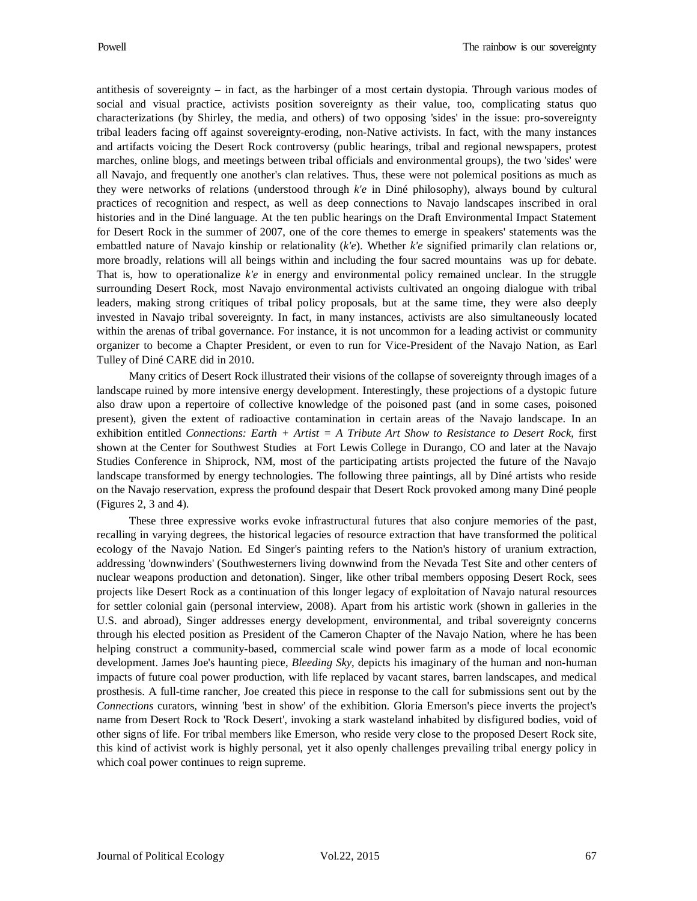antithesis of sovereignty – in fact, as the harbinger of a most certain dystopia. Through various modes of social and visual practice, activists position sovereignty as their value, too, complicating status quo characterizations (by Shirley, the media, and others) of two opposing 'sides' in the issue: pro-sovereignty tribal leaders facing off against sovereignty-eroding, non-Native activists. In fact, with the many instances and artifacts voicing the Desert Rock controversy (public hearings, tribal and regional newspapers, protest marches, online blogs, and meetings between tribal officials and environmental groups), the two 'sides' were all Navajo, and frequently one another's clan relatives. Thus, these were not polemical positions as much as they were networks of relations (understood through *k'e* in Diné philosophy), always bound by cultural practices of recognition and respect, as well as deep connections to Navajo landscapes inscribed in oral histories and in the Diné language. At the ten public hearings on the Draft Environmental Impact Statement for Desert Rock in the summer of 2007, one of the core themes to emerge in speakers' statements was the embattled nature of Navajo kinship or relationality (*k'e*). Whether *k'e* signified primarily clan relations or, more broadly, relations will all beings within and including the four sacred mountains was up for debate. That is, how to operationalize *k'e* in energy and environmental policy remained unclear. In the struggle surrounding Desert Rock, most Navajo environmental activists cultivated an ongoing dialogue with tribal leaders, making strong critiques of tribal policy proposals, but at the same time, they were also deeply invested in Navajo tribal sovereignty. In fact, in many instances, activists are also simultaneously located within the arenas of tribal governance. For instance, it is not uncommon for a leading activist or community organizer to become a Chapter President, or even to run for Vice-President of the Navajo Nation, as Earl Tulley of Diné CARE did in 2010.

Many critics of Desert Rock illustrated their visions of the collapse of sovereignty through images of a landscape ruined by more intensive energy development. Interestingly, these projections of a dystopic future also draw upon a repertoire of collective knowledge of the poisoned past (and in some cases, poisoned present), given the extent of radioactive contamination in certain areas of the Navajo landscape. In an exhibition entitled *Connections: Earth + Artist = A Tribute Art Show to Resistance to Desert Rock*, first shown at the Center for Southwest Studies at Fort Lewis College in Durango, CO and later at the Navajo Studies Conference in Shiprock, NM, most of the participating artists projected the future of the Navajo landscape transformed by energy technologies. The following three paintings, all by Diné artists who reside on the Navajo reservation, express the profound despair that Desert Rock provoked among many Diné people (Figures 2, 3 and 4).

These three expressive works evoke infrastructural futures that also conjure memories of the past, recalling in varying degrees, the historical legacies of resource extraction that have transformed the political ecology of the Navajo Nation. Ed Singer's painting refers to the Nation's history of uranium extraction, addressing 'downwinders' (Southwesterners living downwind from the Nevada Test Site and other centers of nuclear weapons production and detonation). Singer, like other tribal members opposing Desert Rock, sees projects like Desert Rock as a continuation of this longer legacy of exploitation of Navajo natural resources for settler colonial gain (personal interview, 2008). Apart from his artistic work (shown in galleries in the U.S. and abroad), Singer addresses energy development, environmental, and tribal sovereignty concerns through his elected position as President of the Cameron Chapter of the Navajo Nation, where he has been helping construct a community-based, commercial scale wind power farm as a mode of local economic development. James Joe's haunting piece, *Bleeding Sky*, depicts his imaginary of the human and non-human impacts of future coal power production, with life replaced by vacant stares, barren landscapes, and medical prosthesis. A full-time rancher, Joe created this piece in response to the call for submissions sent out by the *Connections* curators, winning 'best in show' of the exhibition. Gloria Emerson's piece inverts the project's name from Desert Rock to 'Rock Desert', invoking a stark wasteland inhabited by disfigured bodies, void of other signs of life. For tribal members like Emerson, who reside very close to the proposed Desert Rock site, this kind of activist work is highly personal, yet it also openly challenges prevailing tribal energy policy in which coal power continues to reign supreme.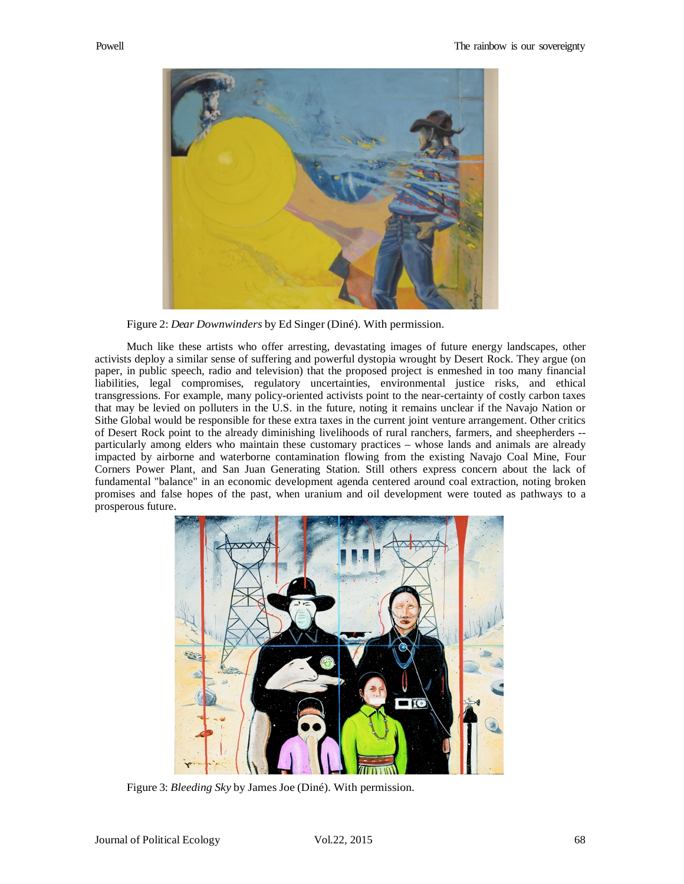Figure 2: *Dear Downwinders* by Ed Singer (Diné). With permission.

Much like these artists who offer arresting, devastating images of future energy landscapes, other activists deploy a similar sense of suffering and powerful dystopia wrought by Desert Rock. They argue (on paper, in public speech, radio and television) that the proposed project is enmeshed in too many financial liabilities, legal compromises, regulatory uncertainties, environmental justice risks, and ethical transgressions. For example, many policy-oriented activists point to the near-certainty of costly carbon taxes that may be levied on polluters in the U.S. in the future, noting it remains unclear if the Navajo Nation or Sithe Global would be responsible for these extra taxes in the current joint venture arrangement. Other critics of Desert Rock point to the already diminishing livelihoods of rural ranchers, farmers, and sheepherders -- particularly among elders who maintain these customary practices – whose lands and animals are already impacted by airborne and waterborne contamination flowing from the existing Navajo Coal Mine, Four Corners Power Plant, and San Juan Generating Station. Still others express concern about the lack of fundamental "balance" in an economic development agenda centered around coal extraction, noting broken promises and false hopes of the past, when uranium and oil development were touted as pathways to a prosperous future.

Figure 3: *Bleeding Sky* by James Joe (Diné). With permission.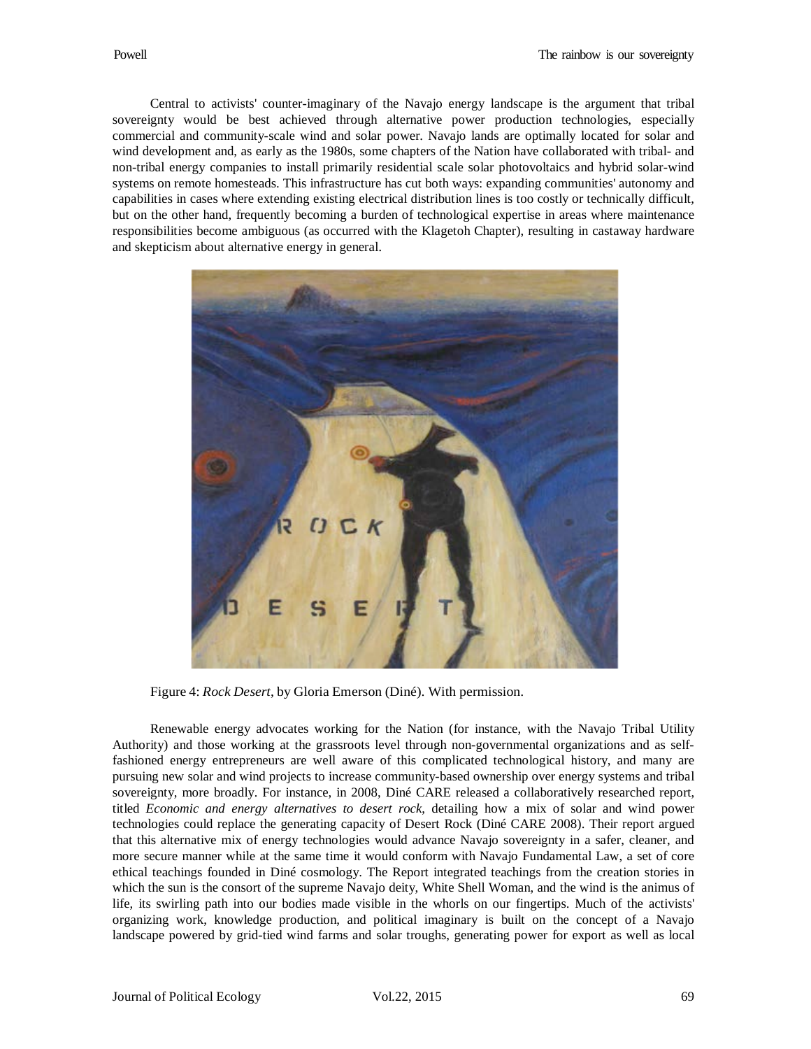Central to activists' counter-imaginary of the Navajo energy landscape is the argument that tribal sovereignty would be best achieved through alternative power production technologies, especially commercial and community-scale wind and solar power. Navajo lands are optimally located for solar and wind development and, as early as the 1980s, some chapters of the Nation have collaborated with tribal- and non-tribal energy companies to install primarily residential scale solar photovoltaics and hybrid solar-wind systems on remote homesteads. This infrastructure has cut both ways: expanding communities' autonomy and capabilities in cases where extending existing electrical distribution lines is too costly or technically difficult, but on the other hand, frequently becoming a burden of technological expertise in areas where maintenance responsibilities become ambiguous (as occurred with the Klagetoh Chapter), resulting in castaway hardware and skepticism about alternative energy in general.

Figure 4: *Rock Desert*, by Gloria Emerson (Diné). With permission.

Renewable energy advocates working for the Nation (for instance, with the Navajo Tribal Utility Authority) and those working at the grassroots level through non-governmental organizations and as self-fashioned energy entrepreneurs are well aware of this complicated technological history, and many are pursuing new solar and wind projects to increase community-based ownership over energy systems and tribal sovereignty, more broadly. For instance, in 2008, Diné CARE released a collaboratively researched report, titled *Economic and energy alternatives to desert rock*, detailing how a mix of solar and wind power technologies could replace the generating capacity of Desert Rock (Diné CARE 2008). Their report argued that this alternative mix of energy technologies would advance Navajo sovereignty in a safer, cleaner, and more secure manner while at the same time it would conform with Navajo Fundamental Law, a set of core ethical teachings founded in Diné cosmology. The Report integrated teachings from the creation stories in which the sun is the consort of the supreme Navajo deity, White Shell Woman, and the wind is the animus of life, its swirling path into our bodies made visible in the whorls on our fingertips. Much of the activists' organizing work, knowledge production, and political imaginary is built on the concept of a Navajo landscape powered by grid-tied wind farms and solar troughs, generating power for export as well as local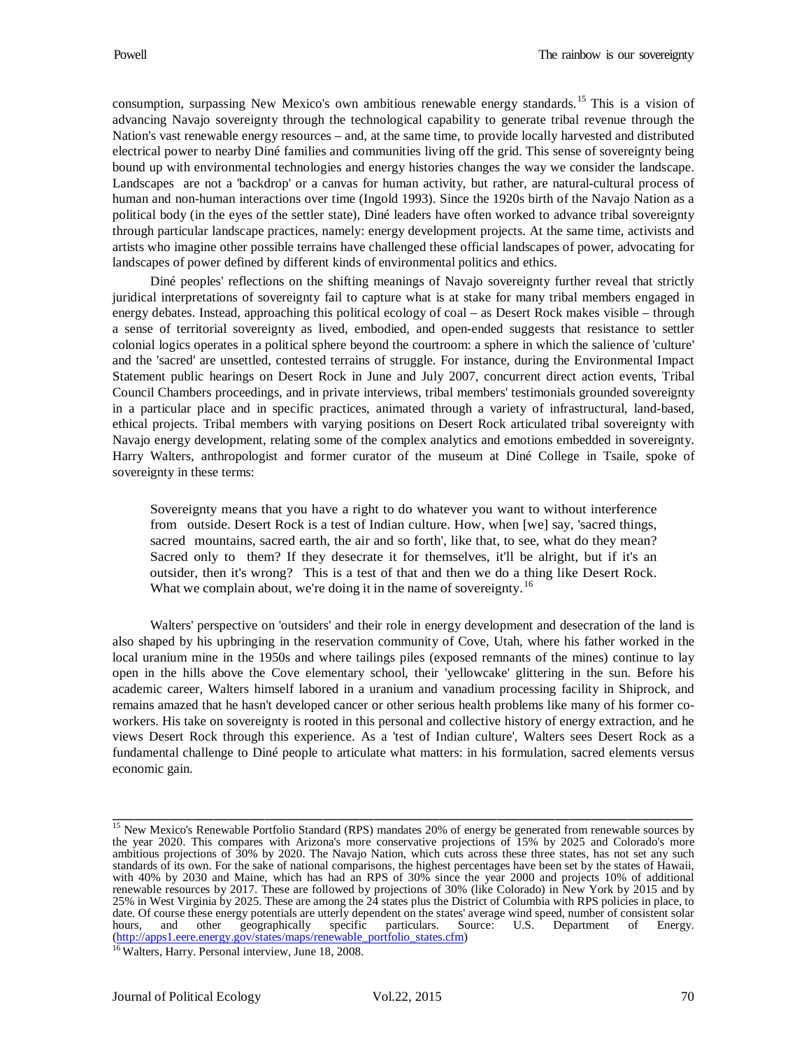consumption, surpassing New Mexico's own ambitious renewable energy standards.[15] This is a vision of advancing Navajo sovereignty through the technological capability to generate tribal revenue through the Nation's vast renewable energy resources – and, at the same time, to provide locally harvested and distributed electrical power to nearby Diné families and communities living off the grid. This sense of sovereignty being bound up with environmental technologies and energy histories changes the way we consider the landscape. Landscapes are not a 'backdrop' or a canvas for human activity, but rather, are natural-cultural process of human and non-human interactions over time (Ingold 1993). Since the 1920s birth of the Navajo Nation as a political body (in the eyes of the settler state), Diné leaders have often worked to advance tribal sovereignty through particular landscape practices, namely: energy development projects. At the same time, activists and artists who imagine other possible terrains have challenged these official landscapes of power, advocating for landscapes of power defined by different kinds of environmental politics and ethics.

Diné peoples' reflections on the shifting meanings of Navajo sovereignty further reveal that strictly juridical interpretations of sovereignty fail to capture what is at stake for many tribal members engaged in energy debates. Instead, approaching this political ecology of coal – as Desert Rock makes visible – through a sense of territorial sovereignty as lived, embodied, and open-ended suggests that resistance to settler colonial logics operates in a political sphere beyond the courtroom: a sphere in which the salience of 'culture' and the 'sacred' are unsettled, contested terrains of struggle. For instance, during the Environmental Impact Statement public hearings on Desert Rock in June and July 2007, concurrent direct action events, Tribal Council Chambers proceedings, and in private interviews, tribal members' testimonials grounded sovereignty in a particular place and in specific practices, animated through a variety of infrastructural, land-based, ethical projects. Tribal members with varying positions on Desert Rock articulated tribal sovereignty with Navajo energy development, relating some of the complex analytics and emotions embedded in sovereignty. Harry Walters, anthropologist and former curator of the museum at Diné College in Tsaile, spoke of sovereignty in these terms:

> Sovereignty means that you have a right to do whatever you want to without interference from outside. Desert Rock is a test of Indian culture. How, when [we] say, 'sacred things, sacred mountains, sacred earth, the air and so forth', like that, to see, what do they mean? Sacred only to them? If they desecrate it for themselves, it'll be alright, but if it's an outsider, then it's wrong? This is a test of that and then we do a thing like Desert Rock. What we complain about, we're doing it in the name of sovereignty.[16]

Walters' perspective on 'outsiders' and their role in energy development and desecration of the land is also shaped by his upbringing in the reservation community of Cove, Utah, where his father worked in the local uranium mine in the 1950s and where tailings piles (exposed remnants of the mines) continue to lay open in the hills above the Cove elementary school, their 'yellowcake' glittering in the sun. Before his academic career, Walters himself labored in a uranium and vanadium processing facility in Shiprock, and remains amazed that he hasn't developed cancer or other serious health problems like many of his former co-workers. His take on sovereignty is rooted in this personal and collective history of energy extraction, and he views Desert Rock through this experience. As a 'test of Indian culture', Walters sees Desert Rock as a fundamental challenge to Diné people to articulate what matters: in his formulation, sacred elements versus economic gain.

---

[15] New Mexico's Renewable Portfolio Standard (RPS) mandates 20% of energy be generated from renewable sources by the year 2020. This compares with Arizona's more conservative projections of 15% by 2025 and Colorado's more ambitious projections of 30% by 2020. The Navajo Nation, which cuts across these three states, has not set any such standards of its own. For the sake of national comparisons, the highest percentages have been set by the states of Hawaii, with 40% by 2030 and Maine, which has had an RPS of 30% since the year 2000 and projects 10% of additional renewable resources by 2017. These are followed by projections of 30% (like Colorado) in New York by 2015 and by 25% in West Virginia by 2025. These are among the 24 states plus the District of Columbia with RPS policies in place, to date. Of course these energy potentials are utterly dependent on the states' average wind speed, number of consistent solar hours, and other geographically specific particulars. Source: U.S. Department of Energy. (http://apps1.eere.energy.gov/states/maps/renewable_portfolio_states.cfm)

[16] Walters, Harry. Personal interview, June 18, 2008.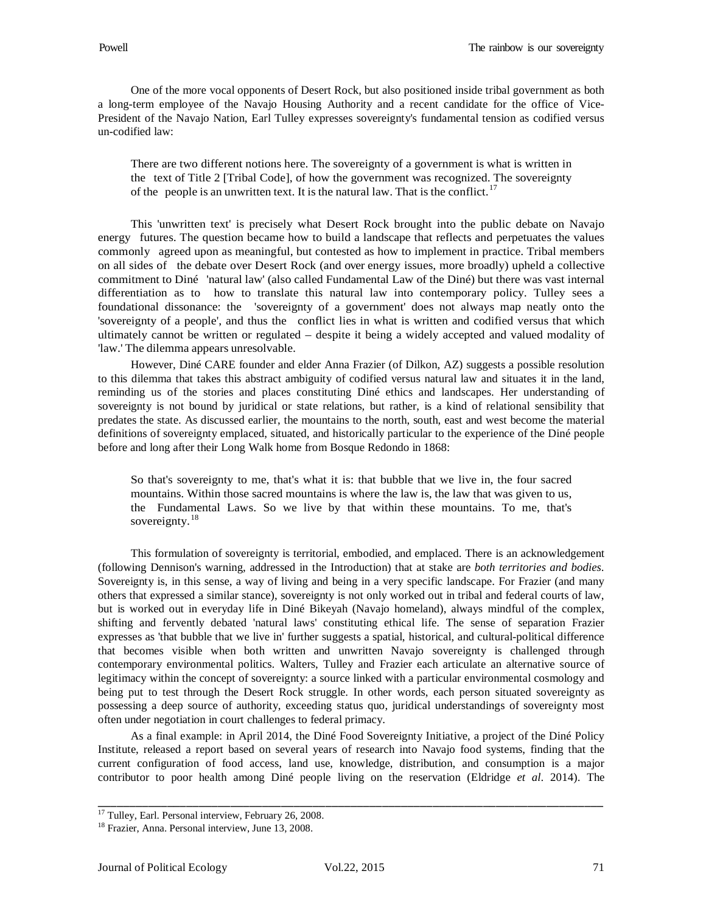One of the more vocal opponents of Desert Rock, but also positioned inside tribal government as both a long-term employee of the Navajo Housing Authority and a recent candidate for the office of Vice-President of the Navajo Nation, Earl Tulley expresses sovereignty's fundamental tension as codified versus un-codified law:

> There are two different notions here. The sovereignty of a government is what is written in the text of Title 2 [Tribal Code], of how the government was recognized. The sovereignty of the people is an unwritten text. It is the natural law. That is the conflict.[17]

This 'unwritten text' is precisely what Desert Rock brought into the public debate on Navajo energy futures. The question became how to build a landscape that reflects and perpetuates the values commonly agreed upon as meaningful, but contested as how to implement in practice. Tribal members on all sides of the debate over Desert Rock (and over energy issues, more broadly) upheld a collective commitment to Diné 'natural law' (also called Fundamental Law of the Diné) but there was vast internal differentiation as to how to translate this natural law into contemporary policy. Tulley sees a foundational dissonance: the 'sovereignty of a government' does not always map neatly onto the 'sovereignty of a people', and thus the conflict lies in what is written and codified versus that which ultimately cannot be written or regulated – despite it being a widely accepted and valued modality of 'law.' The dilemma appears unresolvable.

However, Diné CARE founder and elder Anna Frazier (of Dilkon, AZ) suggests a possible resolution to this dilemma that takes this abstract ambiguity of codified versus natural law and situates it in the land, reminding us of the stories and places constituting Diné ethics and landscapes. Her understanding of sovereignty is not bound by juridical or state relations, but rather, is a kind of relational sensibility that predates the state. As discussed earlier, the mountains to the north, south, east and west become the material definitions of sovereignty emplaced, situated, and historically particular to the experience of the Diné people before and long after their Long Walk home from Bosque Redondo in 1868:

> So that's sovereignty to me, that's what it is: that bubble that we live in, the four sacred mountains. Within those sacred mountains is where the law is, the law that was given to us, the Fundamental Laws. So we live by that within these mountains. To me, that's sovereignty.[18]

This formulation of sovereignty is territorial, embodied, and emplaced. There is an acknowledgement (following Dennison's warning, addressed in the Introduction) that at stake are *both territories and bodies*. Sovereignty is, in this sense, a way of living and being in a very specific landscape. For Frazier (and many others that expressed a similar stance), sovereignty is not only worked out in tribal and federal courts of law, but is worked out in everyday life in Diné Bikeyah (Navajo homeland), always mindful of the complex, shifting and fervently debated 'natural laws' constituting ethical life. The sense of separation Frazier expresses as 'that bubble that we live in' further suggests a spatial, historical, and cultural-political difference that becomes visible when both written and unwritten Navajo sovereignty is challenged through contemporary environmental politics. Walters, Tulley and Frazier each articulate an alternative source of legitimacy within the concept of sovereignty: a source linked with a particular environmental cosmology and being put to test through the Desert Rock struggle. In other words, each person situated sovereignty as possessing a deep source of authority, exceeding status quo, juridical understandings of sovereignty most often under negotiation in court challenges to federal primacy.

As a final example: in April 2014, the Diné Food Sovereignty Initiative, a project of the Diné Policy Institute, released a report based on several years of research into Navajo food systems, finding that the current configuration of food access, land use, knowledge, distribution, and consumption is a major contributor to poor health among Diné people living on the reservation (Eldridge *et al*. 2014). The

---

[17] Tulley, Earl. Personal interview, February 26, 2008.

[18] Frazier, Anna. Personal interview, June 13, 2008.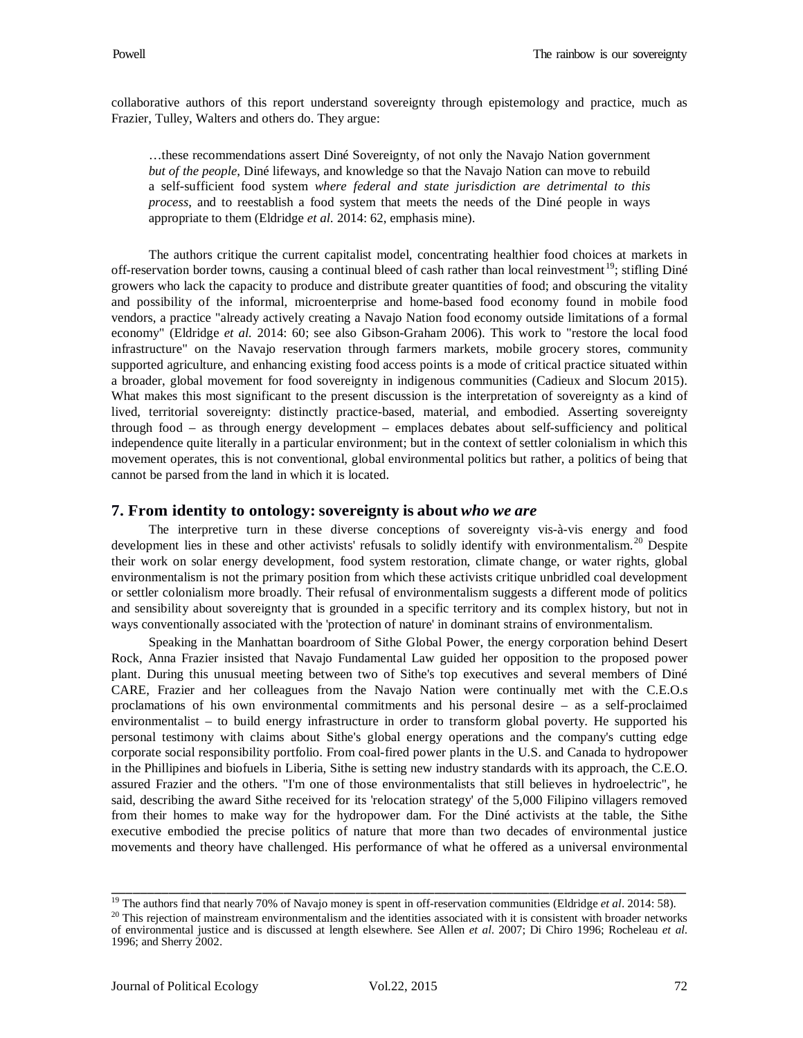collaborative authors of this report understand sovereignty through epistemology and practice, much as Frazier, Tulley, Walters and others do. They argue:

> …these recommendations assert Diné Sovereignty, of not only the Navajo Nation government *but of the people*, Diné lifeways, and knowledge so that the Navajo Nation can move to rebuild a self-sufficient food system *where federal and state jurisdiction are detrimental to this process*, and to reestablish a food system that meets the needs of the Diné people in ways appropriate to them (Eldridge *et al.* 2014: 62, emphasis mine).

The authors critique the current capitalist model, concentrating healthier food choices at markets in off-reservation border towns, causing a continual bleed of cash rather than local reinvestment[19]; stifling Diné growers who lack the capacity to produce and distribute greater quantities of food; and obscuring the vitality and possibility of the informal, microenterprise and home-based food economy found in mobile food vendors, a practice "already actively creating a Navajo Nation food economy outside limitations of a formal economy" (Eldridge *et al.* 2014: 60; see also Gibson-Graham 2006). This work to "restore the local food infrastructure" on the Navajo reservation through farmers markets, mobile grocery stores, community supported agriculture, and enhancing existing food access points is a mode of critical practice situated within a broader, global movement for food sovereignty in indigenous communities (Cadieux and Slocum 2015). What makes this most significant to the present discussion is the interpretation of sovereignty as a kind of lived, territorial sovereignty: distinctly practice-based, material, and embodied. Asserting sovereignty through food – as through energy development – emplaces debates about self-sufficiency and political independence quite literally in a particular environment; but in the context of settler colonialism in which this movement operates, this is not conventional, global environmental politics but rather, a politics of being that cannot be parsed from the land in which it is located.

## 7. From identity to ontology: sovereignty is about *who we are*

The interpretive turn in these diverse conceptions of sovereignty vis-à-vis energy and food development lies in these and other activists' refusals to solidly identify with environmentalism.[20] Despite their work on solar energy development, food system restoration, climate change, or water rights, global environmentalism is not the primary position from which these activists critique unbridled coal development or settler colonialism more broadly. Their refusal of environmentalism suggests a different mode of politics and sensibility about sovereignty that is grounded in a specific territory and its complex history, but not in ways conventionally associated with the 'protection of nature' in dominant strains of environmentalism.

Speaking in the Manhattan boardroom of Sithe Global Power, the energy corporation behind Desert Rock, Anna Frazier insisted that Navajo Fundamental Law guided her opposition to the proposed power plant. During this unusual meeting between two of Sithe's top executives and several members of Diné CARE, Frazier and her colleagues from the Navajo Nation were continually met with the C.E.O.s proclamations of his own environmental commitments and his personal desire – as a self-proclaimed environmentalist – to build energy infrastructure in order to transform global poverty. He supported his personal testimony with claims about Sithe's global energy operations and the company's cutting edge corporate social responsibility portfolio. From coal-fired power plants in the U.S. and Canada to hydropower in the Phillipines and biofuels in Liberia, Sithe is setting new industry standards with its approach, the C.E.O. assured Frazier and the others. "I'm one of those environmentalists that still believes in hydroelectric", he said, describing the award Sithe received for its 'relocation strategy' of the 5,000 Filipino villagers removed from their homes to make way for the hydropower dam. For the Diné activists at the table, the Sithe executive embodied the precise politics of nature that more than two decades of environmental justice movements and theory have challenged. His performance of what he offered as a universal environmental

---

[19] The authors find that nearly 70% of Navajo money is spent in off-reservation communities (Eldridge *et al*. 2014: 58).

[20] This rejection of mainstream environmentalism and the identities associated with it is consistent with broader networks of environmental justice and is discussed at length elsewhere. See Allen *et al*. 2007; Di Chiro 1996; Rocheleau *et al*. 1996; and Sherry 2002.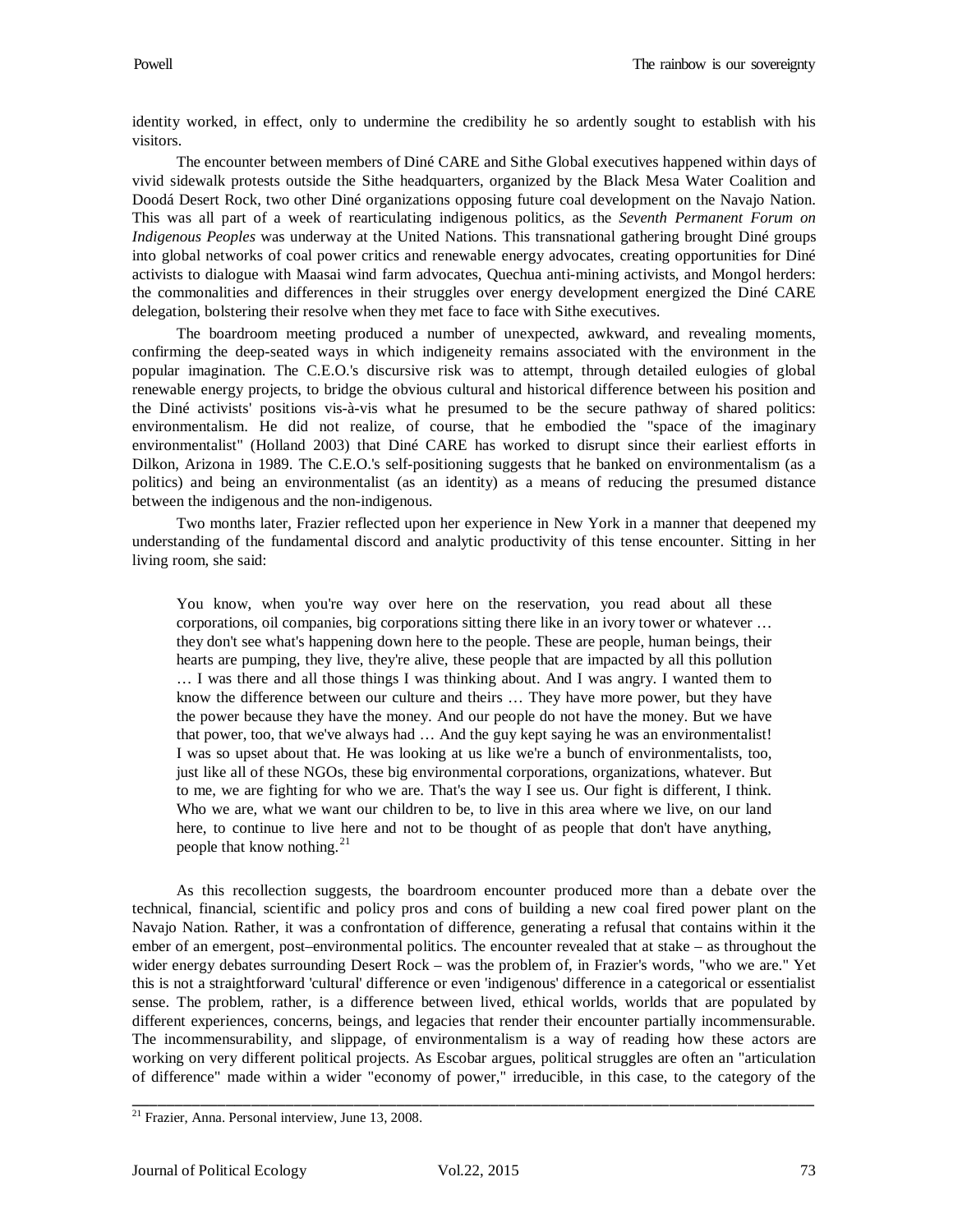identity worked, in effect, only to undermine the credibility he so ardently sought to establish with his visitors.

The encounter between members of Diné CARE and Sithe Global executives happened within days of vivid sidewalk protests outside the Sithe headquarters, organized by the Black Mesa Water Coalition and Doodá Desert Rock, two other Diné organizations opposing future coal development on the Navajo Nation. This was all part of a week of rearticulating indigenous politics, as the *Seventh Permanent Forum on Indigenous Peoples* was underway at the United Nations. This transnational gathering brought Diné groups into global networks of coal power critics and renewable energy advocates, creating opportunities for Diné activists to dialogue with Maasai wind farm advocates, Quechua anti-mining activists, and Mongol herders: the commonalities and differences in their struggles over energy development energized the Diné CARE delegation, bolstering their resolve when they met face to face with Sithe executives.

The boardroom meeting produced a number of unexpected, awkward, and revealing moments, confirming the deep-seated ways in which indigeneity remains associated with the environment in the popular imagination. The C.E.O.'s discursive risk was to attempt, through detailed eulogies of global renewable energy projects, to bridge the obvious cultural and historical difference between his position and the Diné activists' positions vis-à-vis what he presumed to be the secure pathway of shared politics: environmentalism. He did not realize, of course, that he embodied the "space of the imaginary environmentalist" (Holland 2003) that Diné CARE has worked to disrupt since their earliest efforts in Dilkon, Arizona in 1989. The C.E.O.'s self-positioning suggests that he banked on environmentalism (as a politics) and being an environmentalist (as an identity) as a means of reducing the presumed distance between the indigenous and the non-indigenous.

Two months later, Frazier reflected upon her experience in New York in a manner that deepened my understanding of the fundamental discord and analytic productivity of this tense encounter. Sitting in her living room, she said:

> You know, when you're way over here on the reservation, you read about all these corporations, oil companies, big corporations sitting there like in an ivory tower or whatever … they don't see what's happening down here to the people. These are people, human beings, their hearts are pumping, they live, they're alive, these people that are impacted by all this pollution … I was there and all those things I was thinking about. And I was angry. I wanted them to know the difference between our culture and theirs … They have more power, but they have the power because they have the money. And our people do not have the money. But we have that power, too, that we've always had … And the guy kept saying he was an environmentalist! I was so upset about that. He was looking at us like we're a bunch of environmentalists, too, just like all of these NGOs, these big environmental corporations, organizations, whatever. But to me, we are fighting for who we are. That's the way I see us. Our fight is different, I think. Who we are, what we want our children to be, to live in this area where we live, on our land here, to continue to live here and not to be thought of as people that don't have anything, people that know nothing.[21]

As this recollection suggests, the boardroom encounter produced more than a debate over the technical, financial, scientific and policy pros and cons of building a new coal fired power plant on the Navajo Nation. Rather, it was a confrontation of difference, generating a refusal that contains within it the ember of an emergent, post–environmental politics. The encounter revealed that at stake – as throughout the wider energy debates surrounding Desert Rock – was the problem of, in Frazier's words, "who we are." Yet this is not a straightforward 'cultural' difference or even 'indigenous' difference in a categorical or essentialist sense. The problem, rather, is a difference between lived, ethical worlds, worlds that are populated by different experiences, concerns, beings, and legacies that render their encounter partially incommensurable. The incommensurability, and slippage, of environmentalism is a way of reading how these actors are working on very different political projects. As Escobar argues, political struggles are often an "articulation of difference" made within a wider "economy of power," irreducible, in this case, to the category of the

---

[21] Frazier, Anna. Personal interview, June 13, 2008.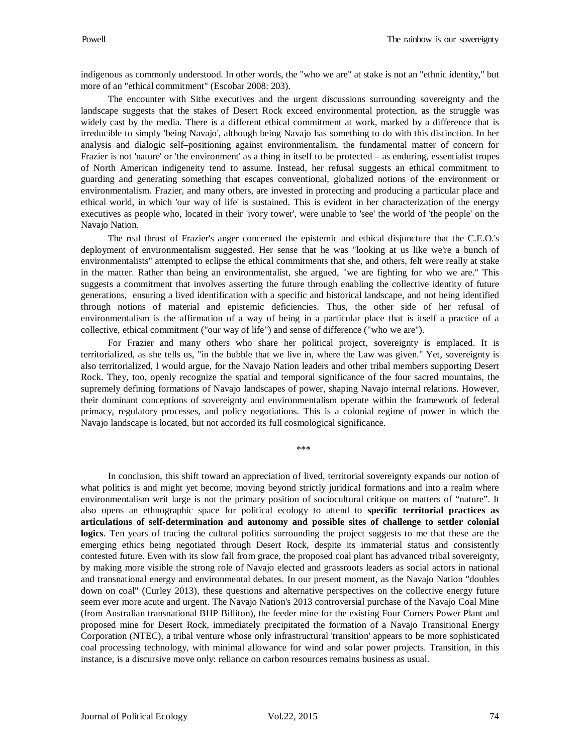indigenous as commonly understood. In other words, the "who we are" at stake is not an "ethnic identity," but more of an "ethical commitment" (Escobar 2008: 203).

The encounter with Sithe executives and the urgent discussions surrounding sovereignty and the landscape suggests that the stakes of Desert Rock exceed environmental protection, as the struggle was widely cast by the media. There is a different ethical commitment at work, marked by a difference that is irreducible to simply 'being Navajo', although being Navajo has something to do with this distinction. In her analysis and dialogic self–positioning against environmentalism, the fundamental matter of concern for Frazier is not 'nature' or 'the environment' as a thing in itself to be protected – as enduring, essentialist tropes of North American indigeneity tend to assume. Instead, her refusal suggests an ethical commitment to guarding and generating something that escapes conventional, globalized notions of the environment or environmentalism. Frazier, and many others, are invested in protecting and producing a particular place and ethical world, in which 'our way of life' is sustained. This is evident in her characterization of the energy executives as people who, located in their 'ivory tower', were unable to 'see' the world of 'the people' on the Navajo Nation.

The real thrust of Frazier's anger concerned the epistemic and ethical disjuncture that the C.E.O.'s deployment of environmentalism suggested. Her sense that he was "looking at us like we're a bunch of environmentalists" attempted to eclipse the ethical commitments that she, and others, felt were really at stake in the matter. Rather than being an environmentalist, she argued, "we are fighting for who we are." This suggests a commitment that involves asserting the future through enabling the collective identity of future generations, ensuring a lived identification with a specific and historical landscape, and not being identified through notions of material and epistemic deficiencies. Thus, the other side of her refusal of environmentalism is the affirmation of a way of being in a particular place that is itself a practice of a collective, ethical commitment ("our way of life") and sense of difference ("who we are").

For Frazier and many others who share her political project, sovereignty is emplaced. It is territorialized, as she tells us, "in the bubble that we live in, where the Law was given." Yet, sovereignty is also territorialized, I would argue, for the Navajo Nation leaders and other tribal members supporting Desert Rock. They, too, openly recognize the spatial and temporal significance of the four sacred mountains, the supremely defining formations of Navajo landscapes of power, shaping Navajo internal relations. However, their dominant conceptions of sovereignty and environmentalism operate within the framework of federal primacy, regulatory processes, and policy negotiations. This is a colonial regime of power in which the Navajo landscape is located, but not accorded its full cosmological significance.

\*\*\*

In conclusion, this shift toward an appreciation of lived, territorial sovereignty expands our notion of what politics is and might yet become, moving beyond strictly juridical formations and into a realm where environmentalism writ large is not the primary position of sociocultural critique on matters of "nature". It also opens an ethnographic space for political ecology to attend to **specific territorial practices as articulations of self-determination and autonomy and possible sites of challenge to settler colonial logics**. Ten years of tracing the cultural politics surrounding the project suggests to me that these are the emerging ethics being negotiated through Desert Rock, despite its immaterial status and consistently contested future. Even with its slow fall from grace, the proposed coal plant has advanced tribal sovereignty, by making more visible the strong role of Navajo elected and grassroots leaders as social actors in national and transnational energy and environmental debates. In our present moment, as the Navajo Nation "doubles down on coal" (Curley 2013), these questions and alternative perspectives on the collective energy future seem ever more acute and urgent. The Navajo Nation's 2013 controversial purchase of the Navajo Coal Mine (from Australian transnational BHP Billiton), the feeder mine for the existing Four Corners Power Plant and proposed mine for Desert Rock, immediately precipitated the formation of a Navajo Transitional Energy Corporation (NTEC), a tribal venture whose only infrastructural 'transition' appears to be more sophisticated coal processing technology, with minimal allowance for wind and solar power projects. Transition, in this instance, is a discursive move only: reliance on carbon resources remains business as usual.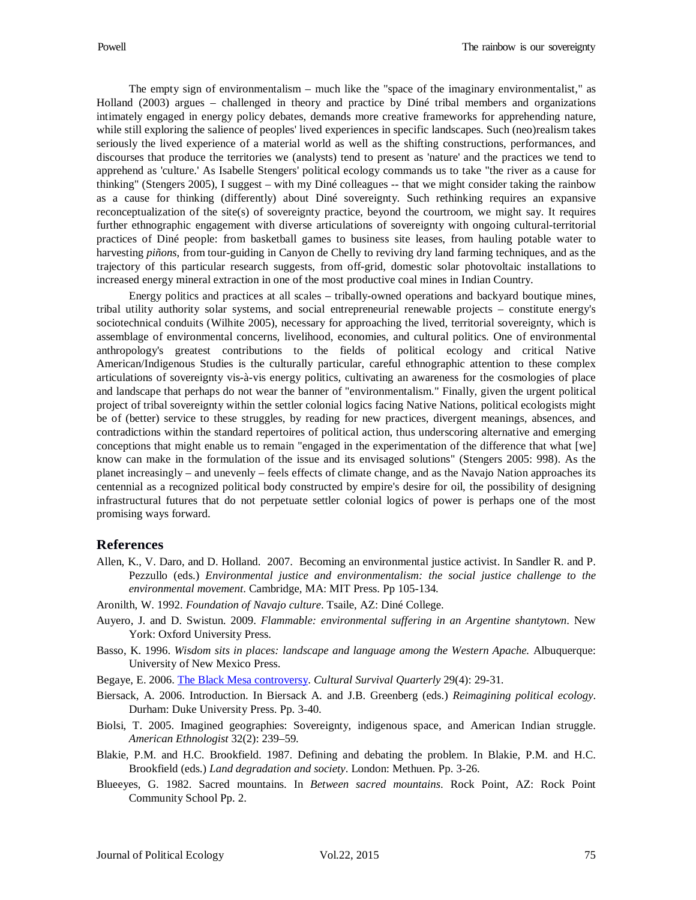The empty sign of environmentalism – much like the "space of the imaginary environmentalist," as Holland (2003) argues – challenged in theory and practice by Diné tribal members and organizations intimately engaged in energy policy debates, demands more creative frameworks for apprehending nature, while still exploring the salience of peoples' lived experiences in specific landscapes. Such (neo)realism takes seriously the lived experience of a material world as well as the shifting constructions, performances, and discourses that produce the territories we (analysts) tend to present as 'nature' and the practices we tend to apprehend as 'culture.' As Isabelle Stengers' political ecology commands us to take "the river as a cause for thinking" (Stengers 2005), I suggest – with my Diné colleagues -- that we might consider taking the rainbow as a cause for thinking (differently) about Diné sovereignty. Such rethinking requires an expansive reconceptualization of the site(s) of sovereignty practice, beyond the courtroom, we might say. It requires further ethnographic engagement with diverse articulations of sovereignty with ongoing cultural-territorial practices of Diné people: from basketball games to business site leases, from hauling potable water to harvesting *piñons*, from tour-guiding in Canyon de Chelly to reviving dry land farming techniques, and as the trajectory of this particular research suggests, from off-grid, domestic solar photovoltaic installations to increased energy mineral extraction in one of the most productive coal mines in Indian Country.

Energy politics and practices at all scales – tribally-owned operations and backyard boutique mines, tribal utility authority solar systems, and social entrepreneurial renewable projects – constitute energy's sociotechnical conduits (Wilhite 2005), necessary for approaching the lived, territorial sovereignty, which is assemblage of environmental concerns, livelihood, economies, and cultural politics. One of environmental anthropology's greatest contributions to the fields of political ecology and critical Native American/Indigenous Studies is the culturally particular, careful ethnographic attention to these complex articulations of sovereignty vis-à-vis energy politics, cultivating an awareness for the cosmologies of place and landscape that perhaps do not wear the banner of "environmentalism." Finally, given the urgent political project of tribal sovereignty within the settler colonial logics facing Native Nations, political ecologists might be of (better) service to these struggles, by reading for new practices, divergent meanings, absences, and contradictions within the standard repertoires of political action, thus underscoring alternative and emerging conceptions that might enable us to remain "engaged in the experimentation of the difference that what [we] know can make in the formulation of the issue and its envisaged solutions" (Stengers 2005: 998). As the planet increasingly – and unevenly – feels effects of climate change, and as the Navajo Nation approaches its centennial as a recognized political body constructed by empire's desire for oil, the possibility of designing infrastructural futures that do not perpetuate settler colonial logics of power is perhaps one of the most promising ways forward.

## References

Allen, K., V. Daro, and D. Holland. 2007. Becoming an environmental justice activist. In Sandler R. and P. Pezzullo (eds.) *Environmental justice and environmentalism: the social justice challenge to the environmental movement*. Cambridge, MA: MIT Press. Pp 105-134.

Aronilth, W. 1992. *Foundation of Navajo culture*. Tsaile, AZ: Diné College.

Auyero, J. and D. Swistun. 2009. *Flammable: environmental suffering in an Argentine shantytown*. New York: Oxford University Press.

Basso, K. 1996. *Wisdom sits in places: landscape and language among the Western Apache.* Albuquerque: University of New Mexico Press.

Begaye, E. 2006. The Black Mesa controversy. *Cultural Survival Quarterly* 29(4): 29-31.

Biersack, A. 2006. Introduction. In Biersack A. and J.B. Greenberg (eds.) *Reimagining political ecology*. Durham: Duke University Press. Pp. 3-40.

Biolsi, T. 2005. Imagined geographies: Sovereignty, indigenous space, and American Indian struggle. *American Ethnologist* 32(2): 239–59.

Blakie, P.M. and H.C. Brookfield. 1987. Defining and debating the problem. In Blakie, P.M. and H.C. Brookfield (eds.) *Land degradation and society*. London: Methuen. Pp. 3-26.

Blueeyes, G. 1982. Sacred mountains. In *Between sacred mountains*. Rock Point, AZ: Rock Point Community School Pp. 2.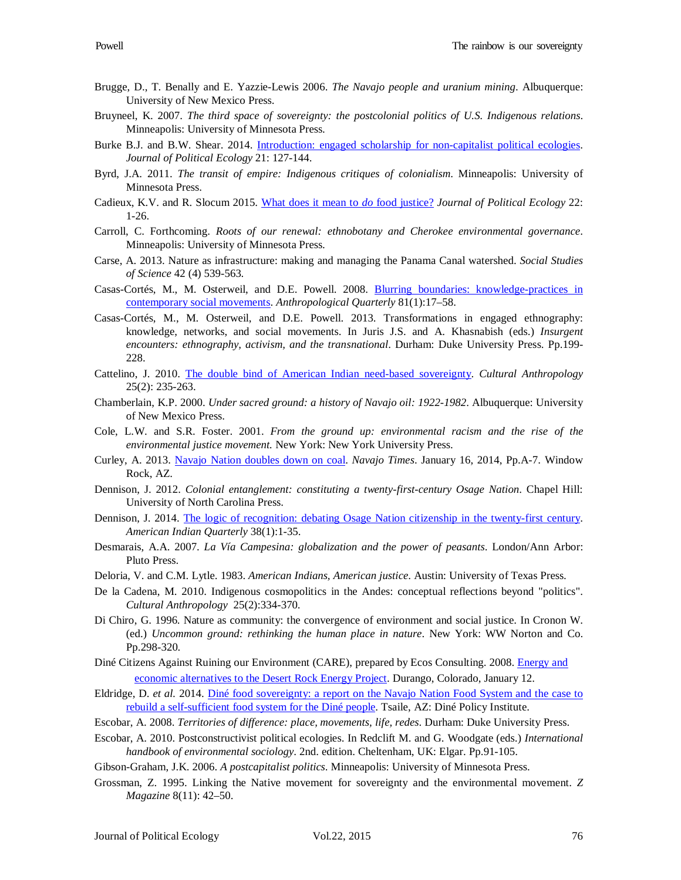Brugge, D., T. Benally and E. Yazzie-Lewis 2006. *The Navajo people and uranium mining*. Albuquerque: University of New Mexico Press.

Bruyneel, K. 2007. *The third space of sovereignty: the postcolonial politics of U.S. Indigenous relations*. Minneapolis: University of Minnesota Press.

Burke B.J. and B.W. Shear. 2014. [Introduction: engaged scholarship for non-capitalist political ecologies](). *Journal of Political Ecology* 21: 127-144.

Byrd, J.A. 2011. *The transit of empire: Indigenous critiques of colonialism*. Minneapolis: University of Minnesota Press.

Cadieux, K.V. and R. Slocum 2015. [What does it mean to *do* food justice?]() *Journal of Political Ecology* 22: 1-26.

Carroll, C. Forthcoming. *Roots of our renewal: ethnobotany and Cherokee environmental governance*. Minneapolis: University of Minnesota Press.

Carse, A. 2013. Nature as infrastructure: making and managing the Panama Canal watershed. *Social Studies of Science* 42 (4) 539-563.

Casas-Cortés, M., M. Osterweil, and D.E. Powell. 2008. [Blurring boundaries: knowledge-practices in contemporary social movements](). *Anthropological Quarterly* 81(1):17–58.

Casas-Cortés, M., M. Osterweil, and D.E. Powell. 2013. Transformations in engaged ethnography: knowledge, networks, and social movements. In Juris J.S. and A. Khasnabish (eds.) *Insurgent encounters: ethnography, activism, and the transnational*. Durham: Duke University Press. Pp.199-228.

Cattelino, J. 2010. [The double bind of American Indian need-based sovereignty](). *Cultural Anthropology* 25(2): 235-263.

Chamberlain, K.P. 2000. *Under sacred ground: a history of Navajo oil: 1922-1982*. Albuquerque: University of New Mexico Press.

Cole, L.W. and S.R. Foster. 2001. *From the ground up: environmental racism and the rise of the environmental justice movement.* New York: New York University Press.

Curley, A. 2013. [Navajo Nation doubles down on coal](). *Navajo Times*. January 16, 2014, Pp.A-7. Window Rock, AZ.

Dennison, J. 2012. *Colonial entanglement: constituting a twenty-first-century Osage Nation*. Chapel Hill: University of North Carolina Press.

Dennison, J. 2014. [The logic of recognition: debating Osage Nation citizenship in the twenty-first century](). *American Indian Quarterly* 38(1):1-35.

Desmarais, A.A. 2007. *La Vía Campesina: globalization and the power of peasants*. London/Ann Arbor: Pluto Press.

Deloria, V. and C.M. Lytle. 1983. *American Indians, American justice*. Austin: University of Texas Press.

De la Cadena, M. 2010. Indigenous cosmopolitics in the Andes: conceptual reflections beyond "politics". *Cultural Anthropology* 25(2):334-370.

Di Chiro, G. 1996. Nature as community: the convergence of environment and social justice. In Cronon W. (ed.) *Uncommon ground: rethinking the human place in nature*. New York: WW Norton and Co. Pp.298-320.

Diné Citizens Against Ruining our Environment (CARE), prepared by Ecos Consulting. 2008. [Energy and economic alternatives to the Desert Rock Energy Project](). Durango, Colorado, January 12.

Eldridge, D. *et al.* 2014. [Diné food sovereignty: a report on the Navajo Nation Food System and the case to rebuild a self-sufficient food system for the Diné people](). Tsaile, AZ: Diné Policy Institute.

Escobar, A. 2008. *Territories of difference: place, movements, life, redes*. Durham: Duke University Press.

Escobar, A. 2010. Postconstructivist political ecologies. In Redclift M. and G. Woodgate (eds.) *International handbook of environmental sociology*. 2nd. edition. Cheltenham, UK: Elgar. Pp.91-105.

Gibson-Graham, J.K. 2006. *A postcapitalist politics*. Minneapolis: University of Minnesota Press.

Grossman, Z. 1995. Linking the Native movement for sovereignty and the environmental movement. *Z Magazine* 8(11): 42–50.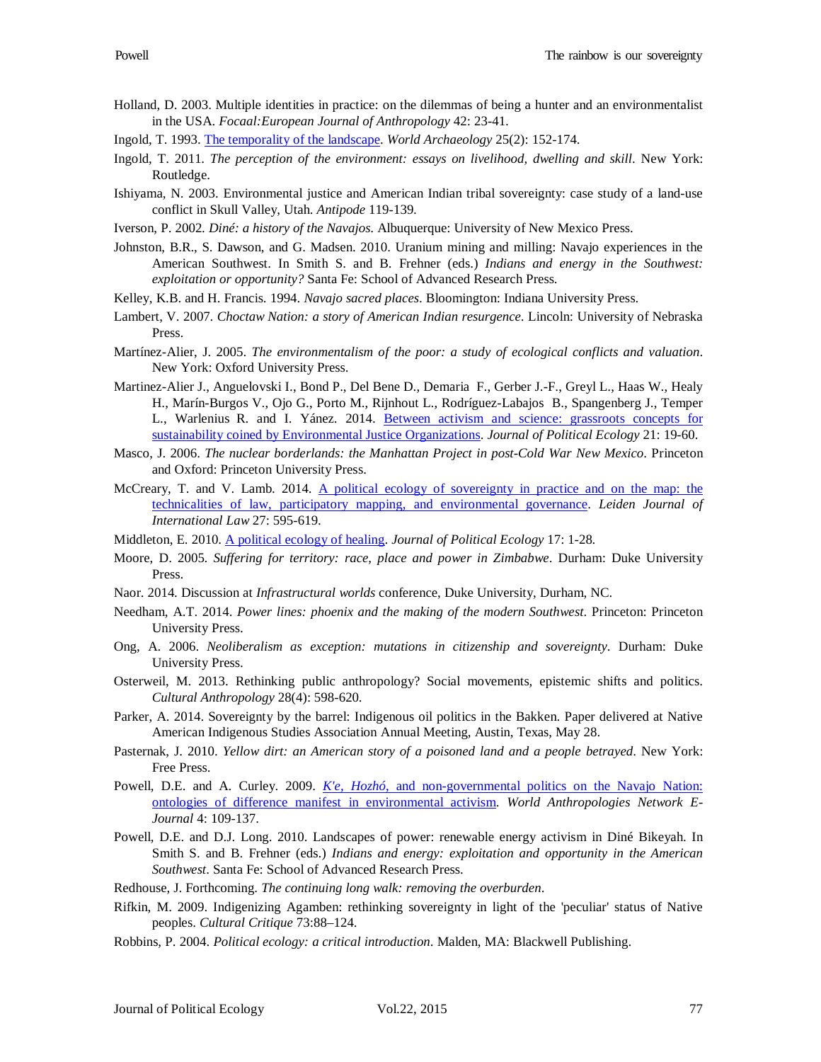Holland, D. 2003. Multiple identities in practice: on the dilemmas of being a hunter and an environmentalist in the USA. *Focaal:European Journal of Anthropology* 42: 23-41.

Ingold, T. 1993. The temporality of the landscape. *World Archaeology* 25(2): 152-174.

Ingold, T. 2011. *The perception of the environment: essays on livelihood, dwelling and skill*. New York: Routledge.

Ishiyama, N. 2003. Environmental justice and American Indian tribal sovereignty: case study of a land-use conflict in Skull Valley, Utah. *Antipode* 119-139.

Iverson, P. 2002. *Diné: a history of the Navajos*. Albuquerque: University of New Mexico Press.

Johnston, B.R., S. Dawson, and G. Madsen. 2010. Uranium mining and milling: Navajo experiences in the American Southwest. In Smith S. and B. Frehner (eds.) *Indians and energy in the Southwest: exploitation or opportunity?* Santa Fe: School of Advanced Research Press.

Kelley, K.B. and H. Francis. 1994. *Navajo sacred places*. Bloomington: Indiana University Press.

Lambert, V. 2007. *Choctaw Nation: a story of American Indian resurgence*. Lincoln: University of Nebraska Press.

Martínez-Alier, J. 2005. *The environmentalism of the poor: a study of ecological conflicts and valuation*. New York: Oxford University Press.

Martinez-Alier J., Anguelovski I., Bond P., Del Bene D., Demaria F., Gerber J.-F., Greyl L., Haas W., Healy H., Marín-Burgos V., Ojo G., Porto M., Rijnhout L., Rodríguez-Labajos B., Spangenberg J., Temper L., Warlenius R. and I. Yánez. 2014. Between activism and science: grassroots concepts for sustainability coined by Environmental Justice Organizations. *Journal of Political Ecology* 21: 19-60.

Masco, J. 2006. *The nuclear borderlands: the Manhattan Project in post-Cold War New Mexico*. Princeton and Oxford: Princeton University Press.

McCreary, T. and V. Lamb. 2014. A political ecology of sovereignty in practice and on the map: the technicalities of law, participatory mapping, and environmental governance. *Leiden Journal of International Law* 27: 595-619.

Middleton, E. 2010. A political ecology of healing. *Journal of Political Ecology* 17: 1-28.

Moore, D. 2005. *Suffering for territory: race, place and power in Zimbabwe*. Durham: Duke University Press.

Naor. 2014. Discussion at *Infrastructural worlds* conference, Duke University, Durham, NC.

Needham, A.T. 2014. *Power lines: phoenix and the making of the modern Southwest*. Princeton: Princeton University Press.

Ong, A. 2006. *Neoliberalism as exception: mutations in citizenship and sovereignty*. Durham: Duke University Press.

Osterweil, M. 2013. Rethinking public anthropology? Social movements, epistemic shifts and politics. *Cultural Anthropology* 28(4): 598-620.

Parker, A. 2014. Sovereignty by the barrel: Indigenous oil politics in the Bakken. Paper delivered at Native American Indigenous Studies Association Annual Meeting, Austin, Texas, May 28.

Pasternak, J. 2010. *Yellow dirt: an American story of a poisoned land and a people betrayed*. New York: Free Press.

Powell, D.E. and A. Curley. 2009. *K'e, Hozhó*, and non-governmental politics on the Navajo Nation: ontologies of difference manifest in environmental activism. *World Anthropologies Network E-Journal* 4: 109-137.

Powell, D.E. and D.J. Long. 2010. Landscapes of power: renewable energy activism in Diné Bikeyah. In Smith S. and B. Frehner (eds.) *Indians and energy: exploitation and opportunity in the American Southwest*. Santa Fe: School of Advanced Research Press.

Redhouse, J. Forthcoming. *The continuing long walk: removing the overburden*.

Rifkin, M. 2009. Indigenizing Agamben: rethinking sovereignty in light of the 'peculiar' status of Native peoples. *Cultural Critique* 73:88–124.

Robbins, P. 2004. *Political ecology: a critical introduction*. Malden, MA: Blackwell Publishing.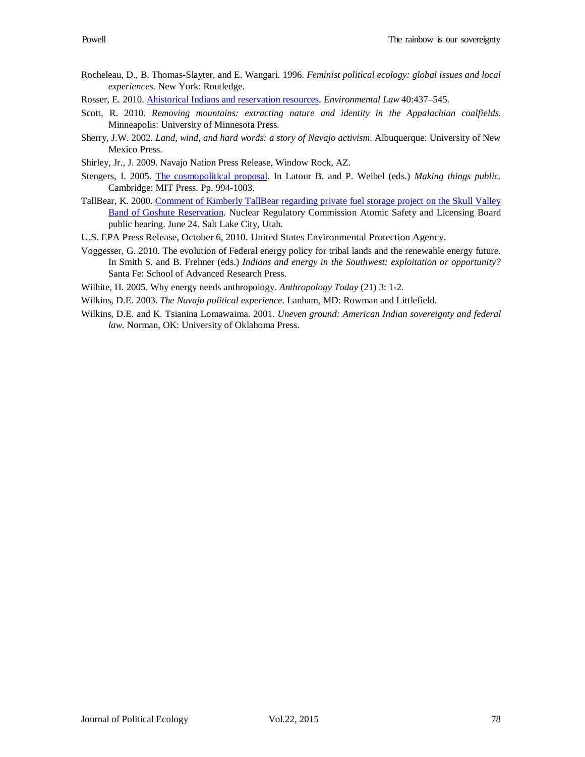Rocheleau, D., B. Thomas-Slayter, and E. Wangari. 1996. *Feminist political ecology: global issues and local experiences.* New York: Routledge.

Rosser, E. 2010. Ahistorical Indians and reservation resources. *Environmental Law* 40:437–545.

Scott, R. 2010. *Removing mountains: extracting nature and identity in the Appalachian coalfields.* Minneapolis: University of Minnesota Press.

Sherry, J.W. 2002. *Land, wind, and hard words: a story of Navajo activism*. Albuquerque: University of New Mexico Press.

Shirley, Jr., J. 2009. Navajo Nation Press Release, Window Rock, AZ.

Stengers, I. 2005. The cosmopolitical proposal. In Latour B. and P. Weibel (eds.) *Making things public.* Cambridge: MIT Press. Pp. 994-1003.

TallBear, K. 2000. Comment of Kimberly TallBear regarding private fuel storage project on the Skull Valley Band of Goshute Reservation. Nuclear Regulatory Commission Atomic Safety and Licensing Board public hearing. June 24. Salt Lake City, Utah.

U.S. EPA Press Release, October 6, 2010. United States Environmental Protection Agency.

Voggesser, G. 2010. The evolution of Federal energy policy for tribal lands and the renewable energy future. In Smith S. and B. Frehner (eds.) *Indians and energy in the Southwest: exploitation or opportunity?* Santa Fe: School of Advanced Research Press.

Wilhite, H. 2005. Why energy needs anthropology. *Anthropology Today* (21) 3: 1-2.

Wilkins, D.E. 2003. *The Navajo political experience.* Lanham, MD: Rowman and Littlefield.

Wilkins, D.E. and K. Tsianina Lomawaima. 2001. *Uneven ground: American Indian sovereignty and federal law.* Norman, OK: University of Oklahoma Press.